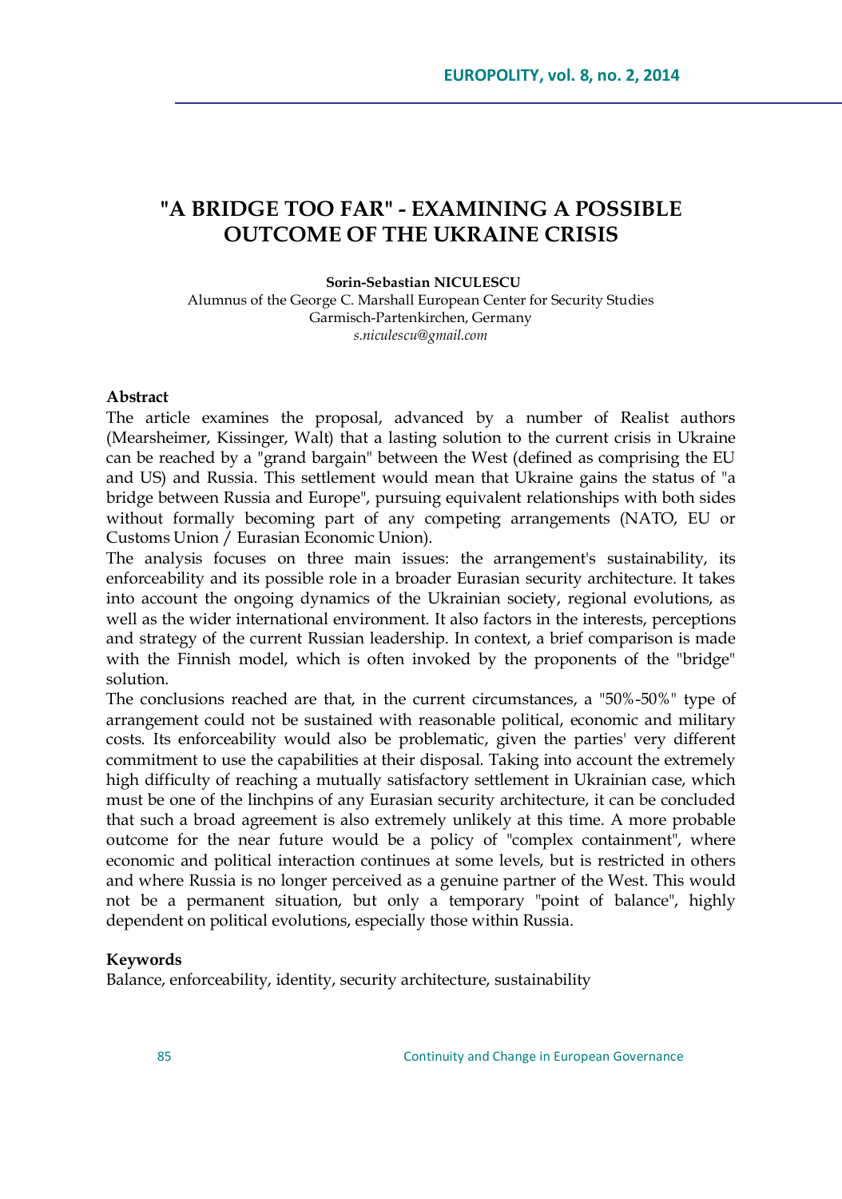# "A BRIDGE TOO FAR" - EXAMINING A POSSIBLE OUTCOME OF THE UKRAINE CRISIS

**Sorin-Sebastian NICULESCU**
Alumnus of the George C. Marshall European Center for Security Studies
Garmisch-Partenkirchen, Germany
*s.niculescu@gmail.com*

**Abstract**

The article examines the proposal, advanced by a number of Realist authors (Mearsheimer, Kissinger, Walt) that a lasting solution to the current crisis in Ukraine can be reached by a "grand bargain" between the West (defined as comprising the EU and US) and Russia. This settlement would mean that Ukraine gains the status of "a bridge between Russia and Europe", pursuing equivalent relationships with both sides without formally becoming part of any competing arrangements (NATO, EU or Customs Union / Eurasian Economic Union).

The analysis focuses on three main issues: the arrangement's sustainability, its enforceability and its possible role in a broader Eurasian security architecture. It takes into account the ongoing dynamics of the Ukrainian society, regional evolutions, as well as the wider international environment. It also factors in the interests, perceptions and strategy of the current Russian leadership. In context, a brief comparison is made with the Finnish model, which is often invoked by the proponents of the "bridge" solution.

The conclusions reached are that, in the current circumstances, a "50%-50%" type of arrangement could not be sustained with reasonable political, economic and military costs. Its enforceability would also be problematic, given the parties' very different commitment to use the capabilities at their disposal. Taking into account the extremely high difficulty of reaching a mutually satisfactory settlement in Ukrainian case, which must be one of the linchpins of any Eurasian security architecture, it can be concluded that such a broad agreement is also extremely unlikely at this time. A more probable outcome for the near future would be a policy of "complex containment", where economic and political interaction continues at some levels, but is restricted in others and where Russia is no longer perceived as a genuine partner of the West. This would not be a permanent situation, but only a temporary "point of balance", highly dependent on political evolutions, especially those within Russia.

**Keywords**

Balance, enforceability, identity, security architecture, sustainability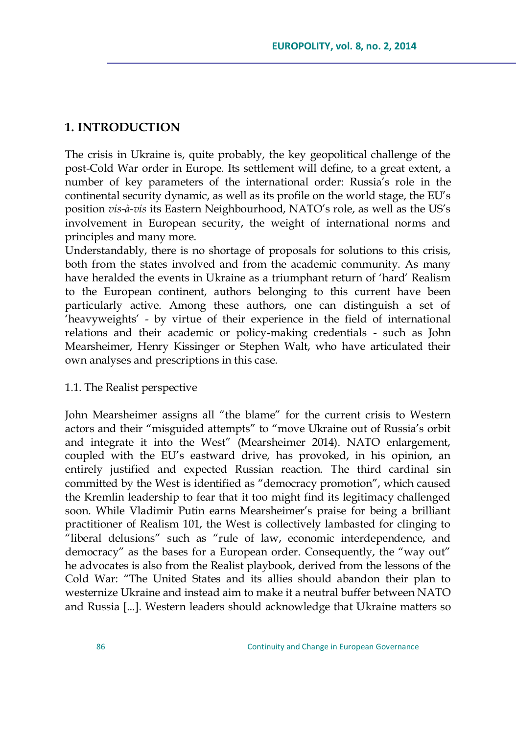## 1. INTRODUCTION

The crisis in Ukraine is, quite probably, the key geopolitical challenge of the post-Cold War order in Europe. Its settlement will define, to a great extent, a number of key parameters of the international order: Russia's role in the continental security dynamic, as well as its profile on the world stage, the EU's position *vis-à-vis* its Eastern Neighbourhood, NATO's role, as well as the US's involvement in European security, the weight of international norms and principles and many more.

Understandably, there is no shortage of proposals for solutions to this crisis, both from the states involved and from the academic community. As many have heralded the events in Ukraine as a triumphant return of 'hard' Realism to the European continent, authors belonging to this current have been particularly active. Among these authors, one can distinguish a set of 'heavyweights' - by virtue of their experience in the field of international relations and their academic or policy-making credentials - such as John Mearsheimer, Henry Kissinger or Stephen Walt, who have articulated their own analyses and prescriptions in this case.

### 1.1. The Realist perspective

John Mearsheimer assigns all "the blame" for the current crisis to Western actors and their "misguided attempts" to "move Ukraine out of Russia's orbit and integrate it into the West" (Mearsheimer 2014). NATO enlargement, coupled with the EU's eastward drive, has provoked, in his opinion, an entirely justified and expected Russian reaction. The third cardinal sin committed by the West is identified as "democracy promotion", which caused the Kremlin leadership to fear that it too might find its legitimacy challenged soon. While Vladimir Putin earns Mearsheimer's praise for being a brilliant practitioner of Realism 101, the West is collectively lambasted for clinging to "liberal delusions" such as "rule of law, economic interdependence, and democracy" as the bases for a European order. Consequently, the "way out" he advocates is also from the Realist playbook, derived from the lessons of the Cold War: "The United States and its allies should abandon their plan to westernize Ukraine and instead aim to make it a neutral buffer between NATO and Russia [...]. Western leaders should acknowledge that Ukraine matters so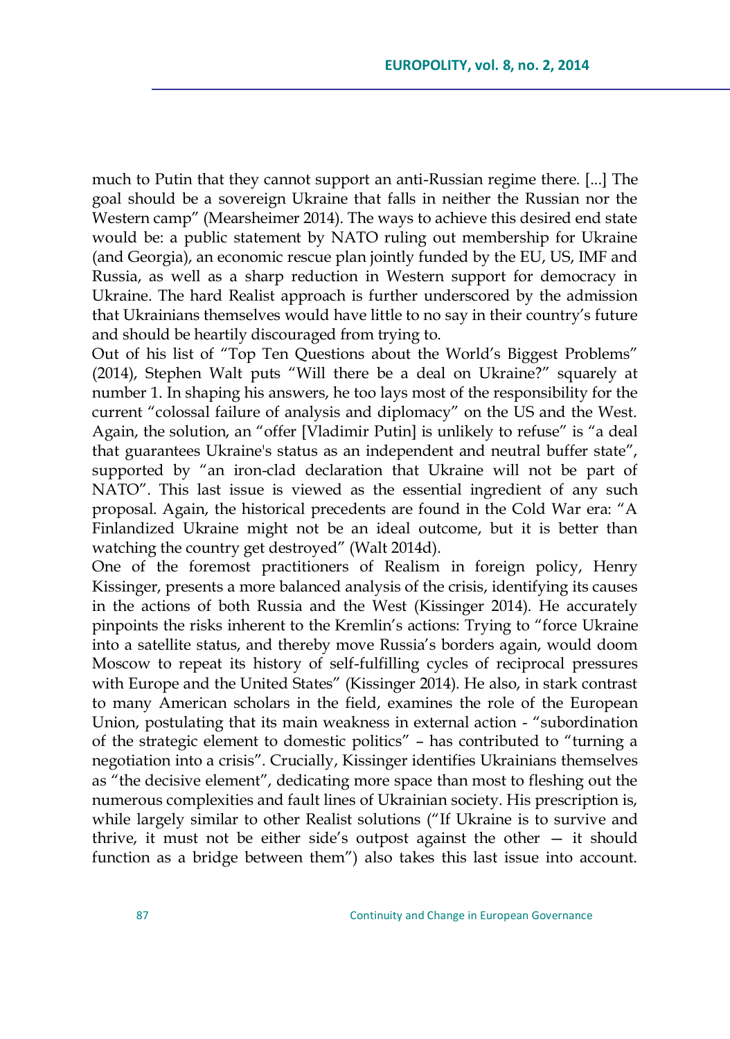much to Putin that they cannot support an anti-Russian regime there. [...] The goal should be a sovereign Ukraine that falls in neither the Russian nor the Western camp" (Mearsheimer 2014). The ways to achieve this desired end state would be: a public statement by NATO ruling out membership for Ukraine (and Georgia), an economic rescue plan jointly funded by the EU, US, IMF and Russia, as well as a sharp reduction in Western support for democracy in Ukraine. The hard Realist approach is further underscored by the admission that Ukrainians themselves would have little to no say in their country's future and should be heartily discouraged from trying to.

Out of his list of "Top Ten Questions about the World's Biggest Problems" (2014), Stephen Walt puts "Will there be a deal on Ukraine?" squarely at number 1. In shaping his answers, he too lays most of the responsibility for the current "colossal failure of analysis and diplomacy" on the US and the West. Again, the solution, an "offer [Vladimir Putin] is unlikely to refuse" is "a deal that guarantees Ukraine's status as an independent and neutral buffer state", supported by "an iron-clad declaration that Ukraine will not be part of NATO". This last issue is viewed as the essential ingredient of any such proposal. Again, the historical precedents are found in the Cold War era: "A Finlandized Ukraine might not be an ideal outcome, but it is better than watching the country get destroyed" (Walt 2014d).

One of the foremost practitioners of Realism in foreign policy, Henry Kissinger, presents a more balanced analysis of the crisis, identifying its causes in the actions of both Russia and the West (Kissinger 2014). He accurately pinpoints the risks inherent to the Kremlin's actions: Trying to "force Ukraine into a satellite status, and thereby move Russia's borders again, would doom Moscow to repeat its history of self-fulfilling cycles of reciprocal pressures with Europe and the United States" (Kissinger 2014). He also, in stark contrast to many American scholars in the field, examines the role of the European Union, postulating that its main weakness in external action - "subordination of the strategic element to domestic politics" – has contributed to "turning a negotiation into a crisis". Crucially, Kissinger identifies Ukrainians themselves as "the decisive element", dedicating more space than most to fleshing out the numerous complexities and fault lines of Ukrainian society. His prescription is, while largely similar to other Realist solutions ("If Ukraine is to survive and thrive, it must not be either side's outpost against the other — it should function as a bridge between them") also takes this last issue into account.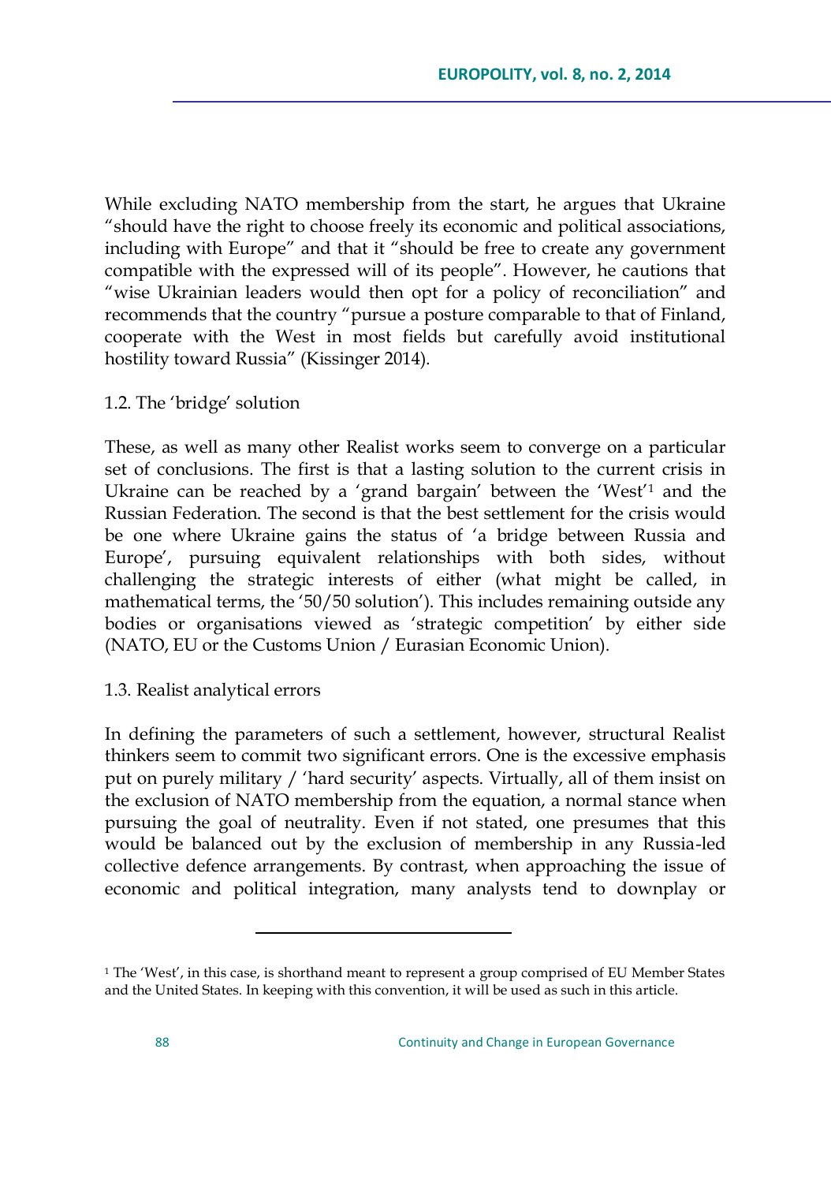While excluding NATO membership from the start, he argues that Ukraine "should have the right to choose freely its economic and political associations, including with Europe" and that it "should be free to create any government compatible with the expressed will of its people". However, he cautions that "wise Ukrainian leaders would then opt for a policy of reconciliation" and recommends that the country "pursue a posture comparable to that of Finland, cooperate with the West in most fields but carefully avoid institutional hostility toward Russia" (Kissinger 2014).

### 1.2. The 'bridge' solution

These, as well as many other Realist works seem to converge on a particular set of conclusions. The first is that a lasting solution to the current crisis in Ukraine can be reached by a 'grand bargain' between the 'West'[1] and the Russian Federation. The second is that the best settlement for the crisis would be one where Ukraine gains the status of 'a bridge between Russia and Europe', pursuing equivalent relationships with both sides, without challenging the strategic interests of either (what might be called, in mathematical terms, the '50/50 solution'). This includes remaining outside any bodies or organisations viewed as 'strategic competition' by either side (NATO, EU or the Customs Union / Eurasian Economic Union).

### 1.3. Realist analytical errors

In defining the parameters of such a settlement, however, structural Realist thinkers seem to commit two significant errors. One is the excessive emphasis put on purely military / 'hard security' aspects. Virtually, all of them insist on the exclusion of NATO membership from the equation, a normal stance when pursuing the goal of neutrality. Even if not stated, one presumes that this would be balanced out by the exclusion of membership in any Russia-led collective defence arrangements. By contrast, when approaching the issue of economic and political integration, many analysts tend to downplay or

---

[1] The 'West', in this case, is shorthand meant to represent a group comprised of EU Member States and the United States. In keeping with this convention, it will be used as such in this article.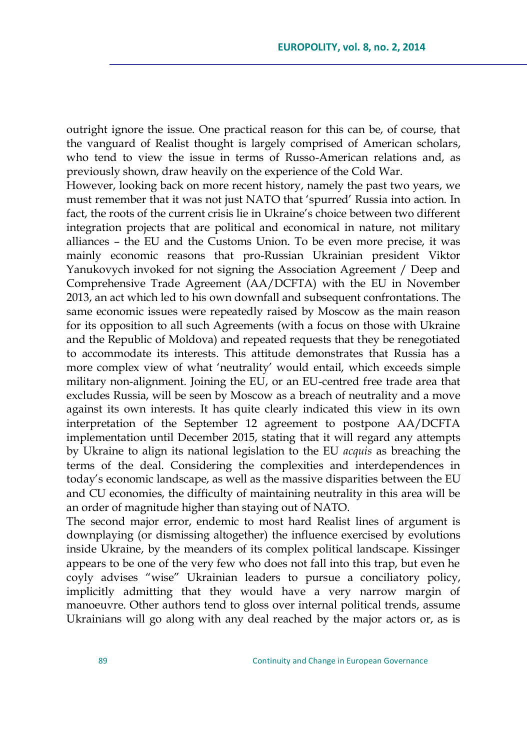outright ignore the issue. One practical reason for this can be, of course, that the vanguard of Realist thought is largely comprised of American scholars, who tend to view the issue in terms of Russo-American relations and, as previously shown, draw heavily on the experience of the Cold War.

However, looking back on more recent history, namely the past two years, we must remember that it was not just NATO that 'spurred' Russia into action. In fact, the roots of the current crisis lie in Ukraine's choice between two different integration projects that are political and economical in nature, not military alliances – the EU and the Customs Union. To be even more precise, it was mainly economic reasons that pro-Russian Ukrainian president Viktor Yanukovych invoked for not signing the Association Agreement / Deep and Comprehensive Trade Agreement (AA/DCFTA) with the EU in November 2013, an act which led to his own downfall and subsequent confrontations. The same economic issues were repeatedly raised by Moscow as the main reason for its opposition to all such Agreements (with a focus on those with Ukraine and the Republic of Moldova) and repeated requests that they be renegotiated to accommodate its interests. This attitude demonstrates that Russia has a more complex view of what 'neutrality' would entail, which exceeds simple military non-alignment. Joining the EU, or an EU-centred free trade area that excludes Russia, will be seen by Moscow as a breach of neutrality and a move against its own interests. It has quite clearly indicated this view in its own interpretation of the September 12 agreement to postpone AA/DCFTA implementation until December 2015, stating that it will regard any attempts by Ukraine to align its national legislation to the EU *acquis* as breaching the terms of the deal. Considering the complexities and interdependences in today's economic landscape, as well as the massive disparities between the EU and CU economies, the difficulty of maintaining neutrality in this area will be an order of magnitude higher than staying out of NATO.

The second major error, endemic to most hard Realist lines of argument is downplaying (or dismissing altogether) the influence exercised by evolutions inside Ukraine, by the meanders of its complex political landscape. Kissinger appears to be one of the very few who does not fall into this trap, but even he coyly advises "wise" Ukrainian leaders to pursue a conciliatory policy, implicitly admitting that they would have a very narrow margin of manoeuvre. Other authors tend to gloss over internal political trends, assume Ukrainians will go along with any deal reached by the major actors or, as is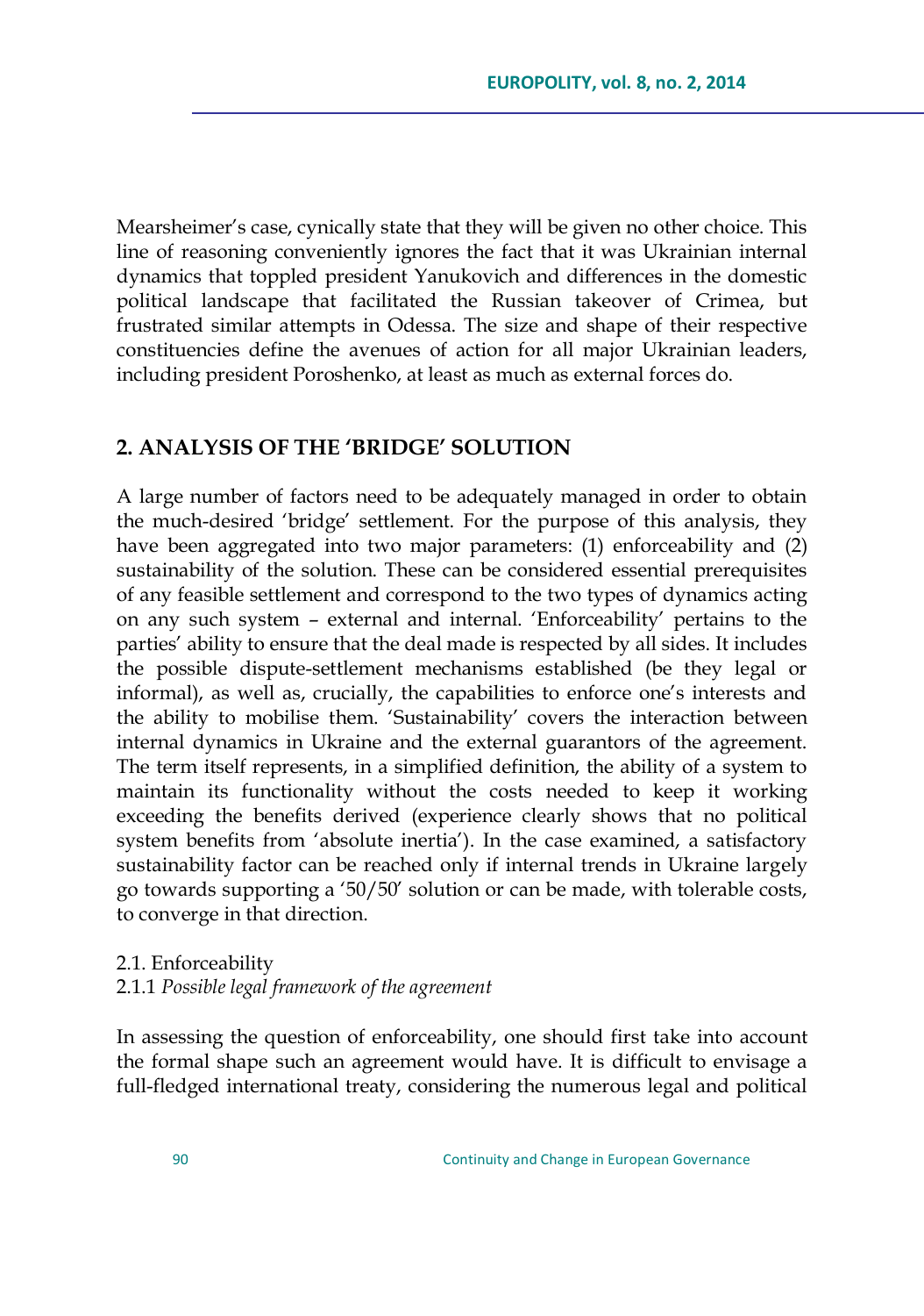Mearsheimer's case, cynically state that they will be given no other choice. This line of reasoning conveniently ignores the fact that it was Ukrainian internal dynamics that toppled president Yanukovich and differences in the domestic political landscape that facilitated the Russian takeover of Crimea, but frustrated similar attempts in Odessa. The size and shape of their respective constituencies define the avenues of action for all major Ukrainian leaders, including president Poroshenko, at least as much as external forces do.

## 2. ANALYSIS OF THE 'BRIDGE' SOLUTION

A large number of factors need to be adequately managed in order to obtain the much-desired 'bridge' settlement. For the purpose of this analysis, they have been aggregated into two major parameters: (1) enforceability and (2) sustainability of the solution. These can be considered essential prerequisites of any feasible settlement and correspond to the two types of dynamics acting on any such system – external and internal. 'Enforceability' pertains to the parties' ability to ensure that the deal made is respected by all sides. It includes the possible dispute-settlement mechanisms established (be they legal or informal), as well as, crucially, the capabilities to enforce one's interests and the ability to mobilise them. 'Sustainability' covers the interaction between internal dynamics in Ukraine and the external guarantors of the agreement. The term itself represents, in a simplified definition, the ability of a system to maintain its functionality without the costs needed to keep it working exceeding the benefits derived (experience clearly shows that no political system benefits from 'absolute inertia'). In the case examined, a satisfactory sustainability factor can be reached only if internal trends in Ukraine largely go towards supporting a '50/50' solution or can be made, with tolerable costs, to converge in that direction.

### 2.1. Enforceability

#### 2.1.1 *Possible legal framework of the agreement*

In assessing the question of enforceability, one should first take into account the formal shape such an agreement would have. It is difficult to envisage a full-fledged international treaty, considering the numerous legal and political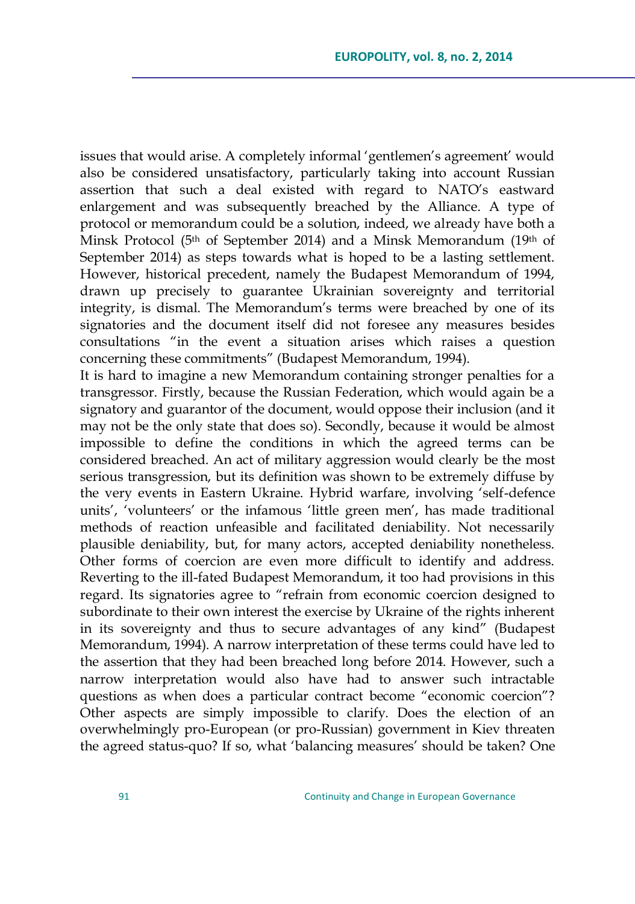issues that would arise. A completely informal 'gentlemen's agreement' would also be considered unsatisfactory, particularly taking into account Russian assertion that such a deal existed with regard to NATO's eastward enlargement and was subsequently breached by the Alliance. A type of protocol or memorandum could be a solution, indeed, we already have both a Minsk Protocol (5th of September 2014) and a Minsk Memorandum (19th of September 2014) as steps towards what is hoped to be a lasting settlement. However, historical precedent, namely the Budapest Memorandum of 1994, drawn up precisely to guarantee Ukrainian sovereignty and territorial integrity, is dismal. The Memorandum's terms were breached by one of its signatories and the document itself did not foresee any measures besides consultations "in the event a situation arises which raises a question concerning these commitments" (Budapest Memorandum, 1994).

It is hard to imagine a new Memorandum containing stronger penalties for a transgressor. Firstly, because the Russian Federation, which would again be a signatory and guarantor of the document, would oppose their inclusion (and it may not be the only state that does so). Secondly, because it would be almost impossible to define the conditions in which the agreed terms can be considered breached. An act of military aggression would clearly be the most serious transgression, but its definition was shown to be extremely diffuse by the very events in Eastern Ukraine. Hybrid warfare, involving 'self-defence units', 'volunteers' or the infamous 'little green men', has made traditional methods of reaction unfeasible and facilitated deniability. Not necessarily plausible deniability, but, for many actors, accepted deniability nonetheless. Other forms of coercion are even more difficult to identify and address. Reverting to the ill-fated Budapest Memorandum, it too had provisions in this regard. Its signatories agree to "refrain from economic coercion designed to subordinate to their own interest the exercise by Ukraine of the rights inherent in its sovereignty and thus to secure advantages of any kind" (Budapest Memorandum, 1994). A narrow interpretation of these terms could have led to the assertion that they had been breached long before 2014. However, such a narrow interpretation would also have had to answer such intractable questions as when does a particular contract become "economic coercion"? Other aspects are simply impossible to clarify. Does the election of an overwhelmingly pro-European (or pro-Russian) government in Kiev threaten the agreed status-quo? If so, what 'balancing measures' should be taken? One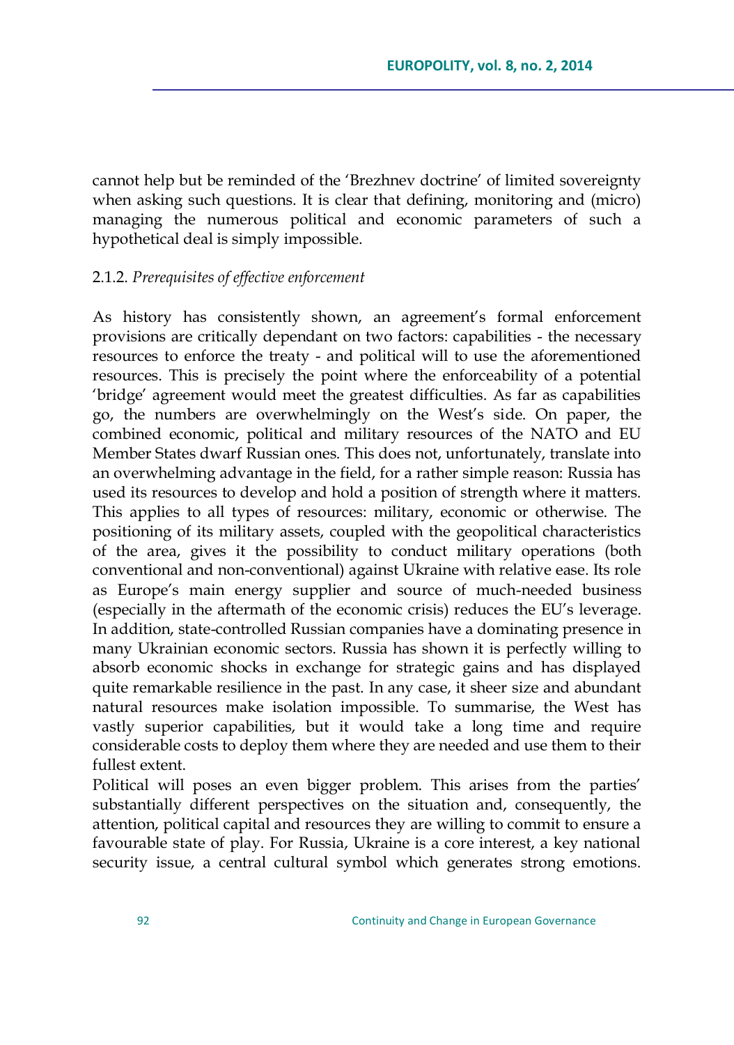cannot help but be reminded of the 'Brezhnev doctrine' of limited sovereignty when asking such questions. It is clear that defining, monitoring and (micro) managing the numerous political and economic parameters of such a hypothetical deal is simply impossible.

2.1.2. *Prerequisites of effective enforcement*

As history has consistently shown, an agreement's formal enforcement provisions are critically dependant on two factors: capabilities - the necessary resources to enforce the treaty - and political will to use the aforementioned resources. This is precisely the point where the enforceability of a potential 'bridge' agreement would meet the greatest difficulties. As far as capabilities go, the numbers are overwhelmingly on the West's side. On paper, the combined economic, political and military resources of the NATO and EU Member States dwarf Russian ones. This does not, unfortunately, translate into an overwhelming advantage in the field, for a rather simple reason: Russia has used its resources to develop and hold a position of strength where it matters. This applies to all types of resources: military, economic or otherwise. The positioning of its military assets, coupled with the geopolitical characteristics of the area, gives it the possibility to conduct military operations (both conventional and non-conventional) against Ukraine with relative ease. Its role as Europe's main energy supplier and source of much-needed business (especially in the aftermath of the economic crisis) reduces the EU's leverage. In addition, state-controlled Russian companies have a dominating presence in many Ukrainian economic sectors. Russia has shown it is perfectly willing to absorb economic shocks in exchange for strategic gains and has displayed quite remarkable resilience in the past. In any case, it sheer size and abundant natural resources make isolation impossible. To summarise, the West has vastly superior capabilities, but it would take a long time and require considerable costs to deploy them where they are needed and use them to their fullest extent.

Political will poses an even bigger problem. This arises from the parties' substantially different perspectives on the situation and, consequently, the attention, political capital and resources they are willing to commit to ensure a favourable state of play. For Russia, Ukraine is a core interest, a key national security issue, a central cultural symbol which generates strong emotions.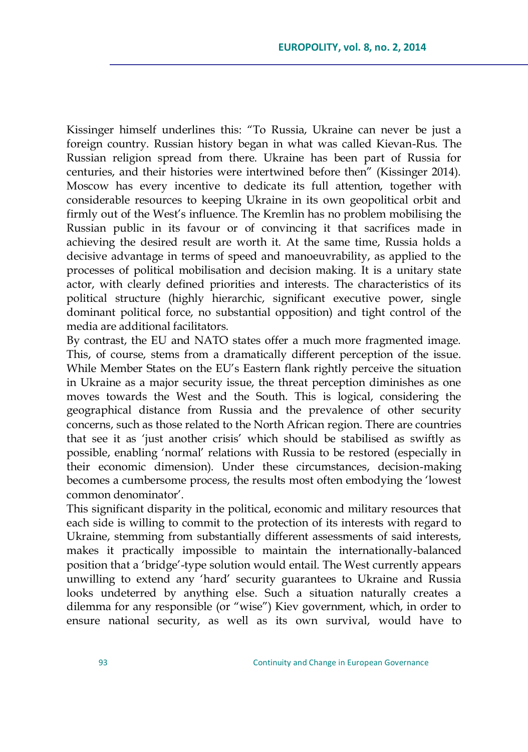Kissinger himself underlines this: "To Russia, Ukraine can never be just a foreign country. Russian history began in what was called Kievan-Rus. The Russian religion spread from there. Ukraine has been part of Russia for centuries, and their histories were intertwined before then" (Kissinger 2014). Moscow has every incentive to dedicate its full attention, together with considerable resources to keeping Ukraine in its own geopolitical orbit and firmly out of the West's influence. The Kremlin has no problem mobilising the Russian public in its favour or of convincing it that sacrifices made in achieving the desired result are worth it. At the same time, Russia holds a decisive advantage in terms of speed and manoeuvrability, as applied to the processes of political mobilisation and decision making. It is a unitary state actor, with clearly defined priorities and interests. The characteristics of its political structure (highly hierarchic, significant executive power, single dominant political force, no substantial opposition) and tight control of the media are additional facilitators.

By contrast, the EU and NATO states offer a much more fragmented image. This, of course, stems from a dramatically different perception of the issue. While Member States on the EU's Eastern flank rightly perceive the situation in Ukraine as a major security issue, the threat perception diminishes as one moves towards the West and the South. This is logical, considering the geographical distance from Russia and the prevalence of other security concerns, such as those related to the North African region. There are countries that see it as 'just another crisis' which should be stabilised as swiftly as possible, enabling 'normal' relations with Russia to be restored (especially in their economic dimension). Under these circumstances, decision-making becomes a cumbersome process, the results most often embodying the 'lowest common denominator'.

This significant disparity in the political, economic and military resources that each side is willing to commit to the protection of its interests with regard to Ukraine, stemming from substantially different assessments of said interests, makes it practically impossible to maintain the internationally-balanced position that a 'bridge'-type solution would entail. The West currently appears unwilling to extend any 'hard' security guarantees to Ukraine and Russia looks undeterred by anything else. Such a situation naturally creates a dilemma for any responsible (or "wise") Kiev government, which, in order to ensure national security, as well as its own survival, would have to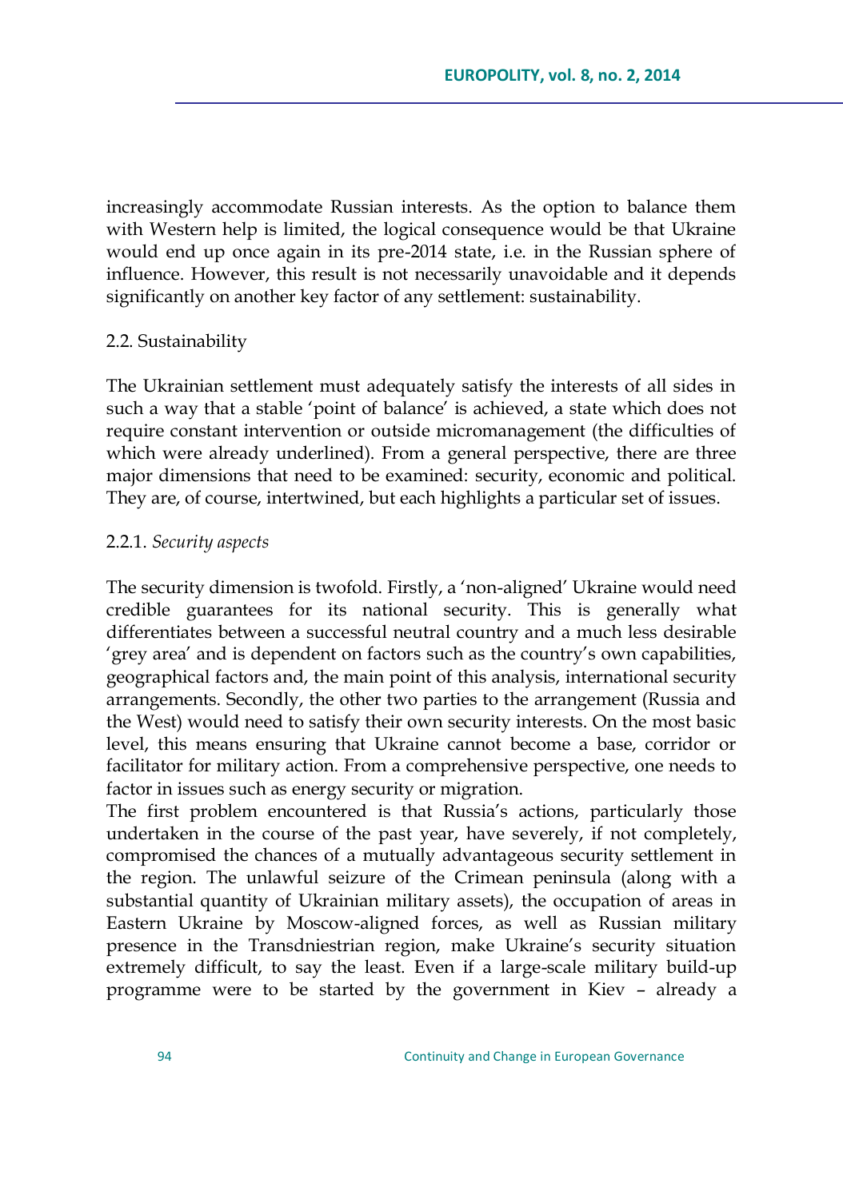increasingly accommodate Russian interests. As the option to balance them with Western help is limited, the logical consequence would be that Ukraine would end up once again in its pre-2014 state, i.e. in the Russian sphere of influence. However, this result is not necessarily unavoidable and it depends significantly on another key factor of any settlement: sustainability.

### 2.2. Sustainability

The Ukrainian settlement must adequately satisfy the interests of all sides in such a way that a stable 'point of balance' is achieved, a state which does not require constant intervention or outside micromanagement (the difficulties of which were already underlined). From a general perspective, there are three major dimensions that need to be examined: security, economic and political. They are, of course, intertwined, but each highlights a particular set of issues.

#### 2.2.1. *Security aspects*

The security dimension is twofold. Firstly, a 'non-aligned' Ukraine would need credible guarantees for its national security. This is generally what differentiates between a successful neutral country and a much less desirable 'grey area' and is dependent on factors such as the country's own capabilities, geographical factors and, the main point of this analysis, international security arrangements. Secondly, the other two parties to the arrangement (Russia and the West) would need to satisfy their own security interests. On the most basic level, this means ensuring that Ukraine cannot become a base, corridor or facilitator for military action. From a comprehensive perspective, one needs to factor in issues such as energy security or migration.

The first problem encountered is that Russia's actions, particularly those undertaken in the course of the past year, have severely, if not completely, compromised the chances of a mutually advantageous security settlement in the region. The unlawful seizure of the Crimean peninsula (along with a substantial quantity of Ukrainian military assets), the occupation of areas in Eastern Ukraine by Moscow-aligned forces, as well as Russian military presence in the Transdniestrian region, make Ukraine's security situation extremely difficult, to say the least. Even if a large-scale military build-up programme were to be started by the government in Kiev – already a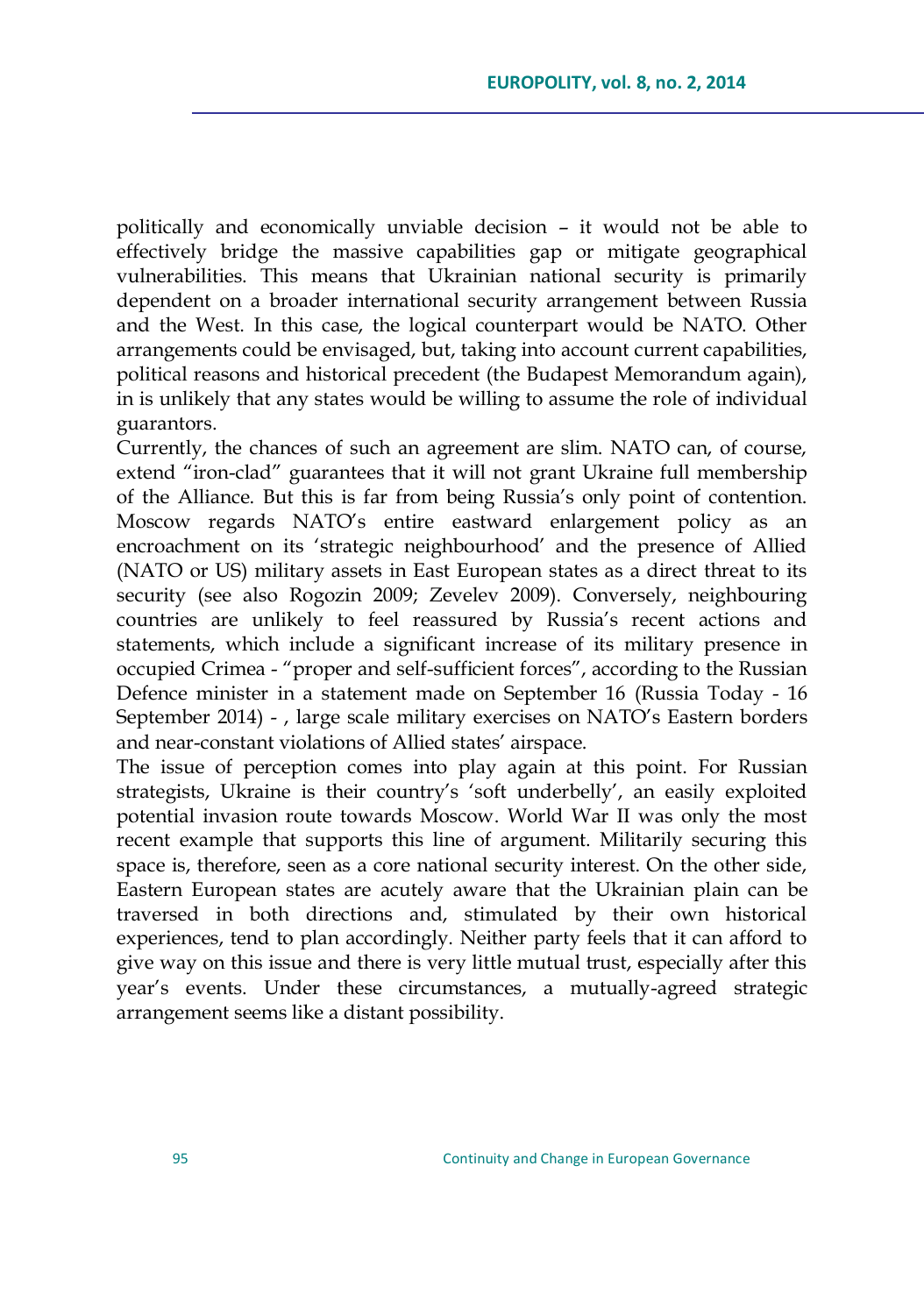politically and economically unviable decision – it would not be able to effectively bridge the massive capabilities gap or mitigate geographical vulnerabilities. This means that Ukrainian national security is primarily dependent on a broader international security arrangement between Russia and the West. In this case, the logical counterpart would be NATO. Other arrangements could be envisaged, but, taking into account current capabilities, political reasons and historical precedent (the Budapest Memorandum again), in is unlikely that any states would be willing to assume the role of individual guarantors.

Currently, the chances of such an agreement are slim. NATO can, of course, extend "iron-clad" guarantees that it will not grant Ukraine full membership of the Alliance. But this is far from being Russia's only point of contention. Moscow regards NATO's entire eastward enlargement policy as an encroachment on its 'strategic neighbourhood' and the presence of Allied (NATO or US) military assets in East European states as a direct threat to its security (see also Rogozin 2009; Zevelev 2009). Conversely, neighbouring countries are unlikely to feel reassured by Russia's recent actions and statements, which include a significant increase of its military presence in occupied Crimea - "proper and self-sufficient forces", according to the Russian Defence minister in a statement made on September 16 (Russia Today - 16 September 2014) - , large scale military exercises on NATO's Eastern borders and near-constant violations of Allied states' airspace.

The issue of perception comes into play again at this point. For Russian strategists, Ukraine is their country's 'soft underbelly', an easily exploited potential invasion route towards Moscow. World War II was only the most recent example that supports this line of argument. Militarily securing this space is, therefore, seen as a core national security interest. On the other side, Eastern European states are acutely aware that the Ukrainian plain can be traversed in both directions and, stimulated by their own historical experiences, tend to plan accordingly. Neither party feels that it can afford to give way on this issue and there is very little mutual trust, especially after this year's events. Under these circumstances, a mutually-agreed strategic arrangement seems like a distant possibility.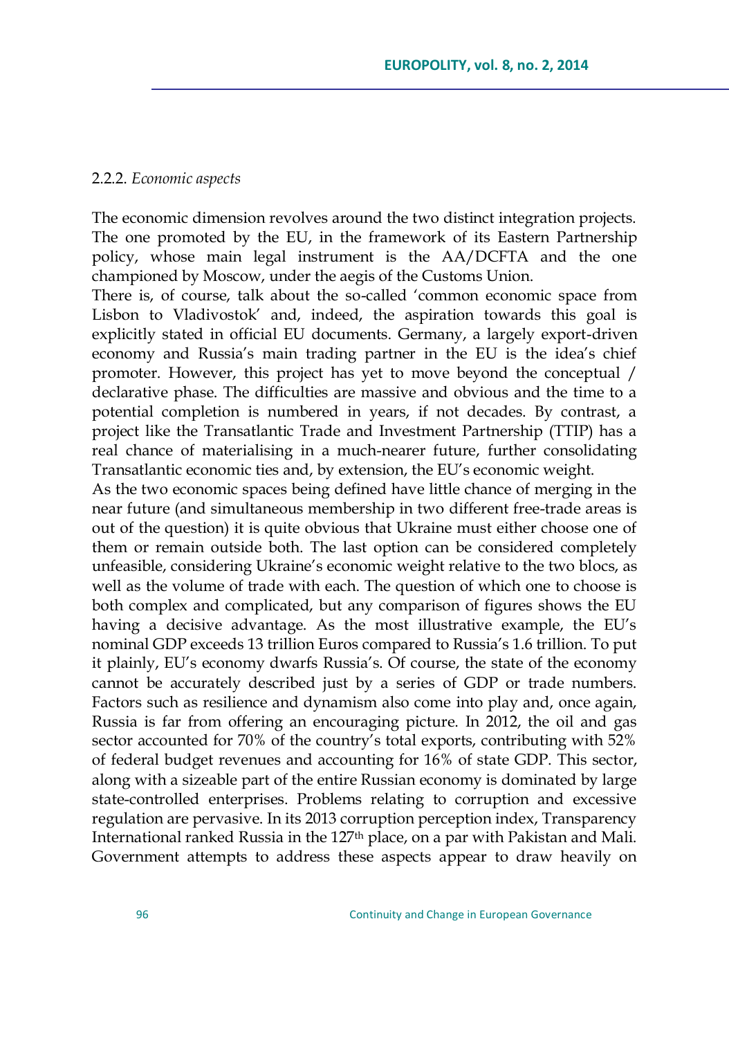### 2.2.2. *Economic aspects*

The economic dimension revolves around the two distinct integration projects. The one promoted by the EU, in the framework of its Eastern Partnership policy, whose main legal instrument is the AA/DCFTA and the one championed by Moscow, under the aegis of the Customs Union.

There is, of course, talk about the so-called 'common economic space from Lisbon to Vladivostok' and, indeed, the aspiration towards this goal is explicitly stated in official EU documents. Germany, a largely export-driven economy and Russia's main trading partner in the EU is the idea's chief promoter. However, this project has yet to move beyond the conceptual / declarative phase. The difficulties are massive and obvious and the time to a potential completion is numbered in years, if not decades. By contrast, a project like the Transatlantic Trade and Investment Partnership (TTIP) has a real chance of materialising in a much-nearer future, further consolidating Transatlantic economic ties and, by extension, the EU's economic weight.

As the two economic spaces being defined have little chance of merging in the near future (and simultaneous membership in two different free-trade areas is out of the question) it is quite obvious that Ukraine must either choose one of them or remain outside both. The last option can be considered completely unfeasible, considering Ukraine's economic weight relative to the two blocs, as well as the volume of trade with each. The question of which one to choose is both complex and complicated, but any comparison of figures shows the EU having a decisive advantage. As the most illustrative example, the EU's nominal GDP exceeds 13 trillion Euros compared to Russia's 1.6 trillion. To put it plainly, EU's economy dwarfs Russia's. Of course, the state of the economy cannot be accurately described just by a series of GDP or trade numbers. Factors such as resilience and dynamism also come into play and, once again, Russia is far from offering an encouraging picture. In 2012, the oil and gas sector accounted for 70% of the country's total exports, contributing with 52% of federal budget revenues and accounting for 16% of state GDP. This sector, along with a sizeable part of the entire Russian economy is dominated by large state-controlled enterprises. Problems relating to corruption and excessive regulation are pervasive. In its 2013 corruption perception index, Transparency International ranked Russia in the 127th place, on a par with Pakistan and Mali. Government attempts to address these aspects appear to draw heavily on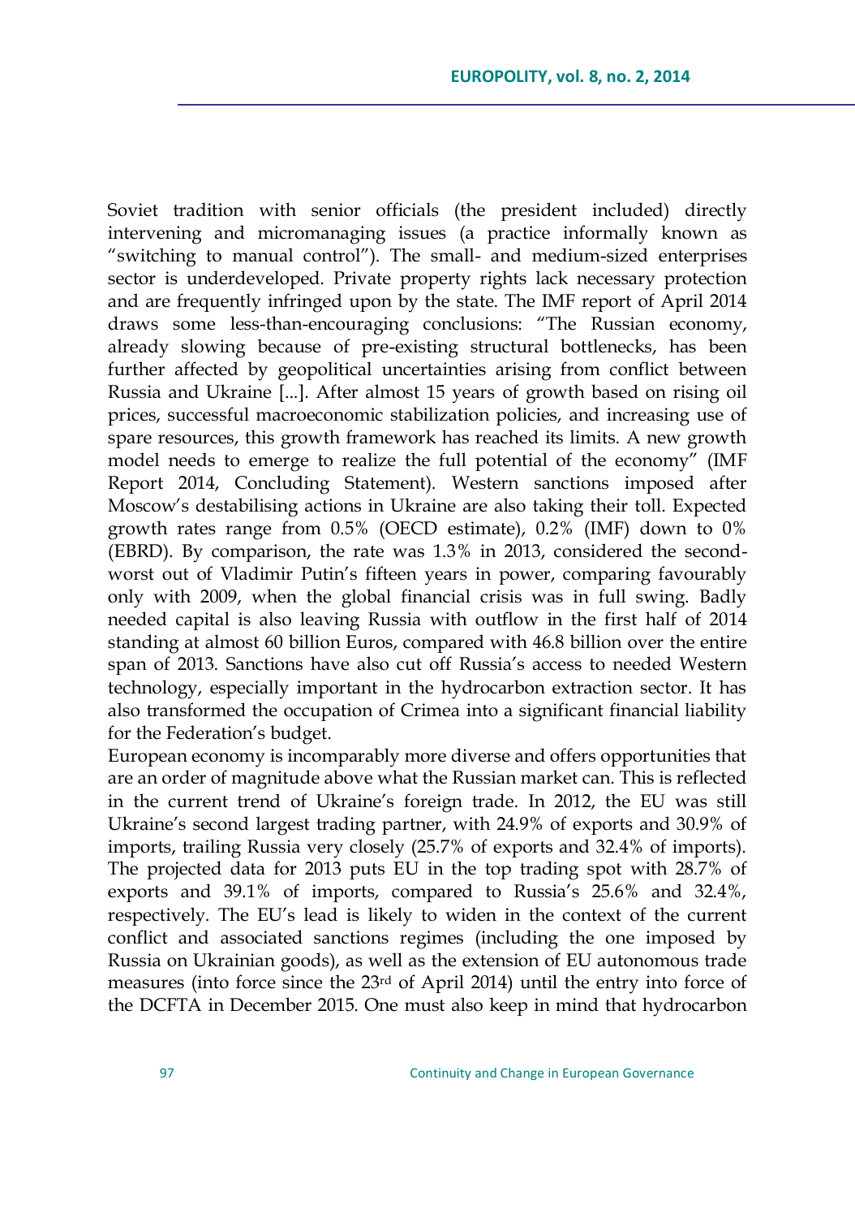Soviet tradition with senior officials (the president included) directly intervening and micromanaging issues (a practice informally known as "switching to manual control"). The small- and medium-sized enterprises sector is underdeveloped. Private property rights lack necessary protection and are frequently infringed upon by the state. The IMF report of April 2014 draws some less-than-encouraging conclusions: "The Russian economy, already slowing because of pre-existing structural bottlenecks, has been further affected by geopolitical uncertainties arising from conflict between Russia and Ukraine [...]. After almost 15 years of growth based on rising oil prices, successful macroeconomic stabilization policies, and increasing use of spare resources, this growth framework has reached its limits. A new growth model needs to emerge to realize the full potential of the economy" (IMF Report 2014, Concluding Statement). Western sanctions imposed after Moscow's destabilising actions in Ukraine are also taking their toll. Expected growth rates range from 0.5% (OECD estimate), 0.2% (IMF) down to 0% (EBRD). By comparison, the rate was 1.3% in 2013, considered the second-worst out of Vladimir Putin's fifteen years in power, comparing favourably only with 2009, when the global financial crisis was in full swing. Badly needed capital is also leaving Russia with outflow in the first half of 2014 standing at almost 60 billion Euros, compared with 46.8 billion over the entire span of 2013. Sanctions have also cut off Russia's access to needed Western technology, especially important in the hydrocarbon extraction sector. It has also transformed the occupation of Crimea into a significant financial liability for the Federation's budget.

European economy is incomparably more diverse and offers opportunities that are an order of magnitude above what the Russian market can. This is reflected in the current trend of Ukraine's foreign trade. In 2012, the EU was still Ukraine's second largest trading partner, with 24.9% of exports and 30.9% of imports, trailing Russia very closely (25.7% of exports and 32.4% of imports). The projected data for 2013 puts EU in the top trading spot with 28.7% of exports and 39.1% of imports, compared to Russia's 25.6% and 32.4%, respectively. The EU's lead is likely to widen in the context of the current conflict and associated sanctions regimes (including the one imposed by Russia on Ukrainian goods), as well as the extension of EU autonomous trade measures (into force since the 23rd of April 2014) until the entry into force of the DCFTA in December 2015. One must also keep in mind that hydrocarbon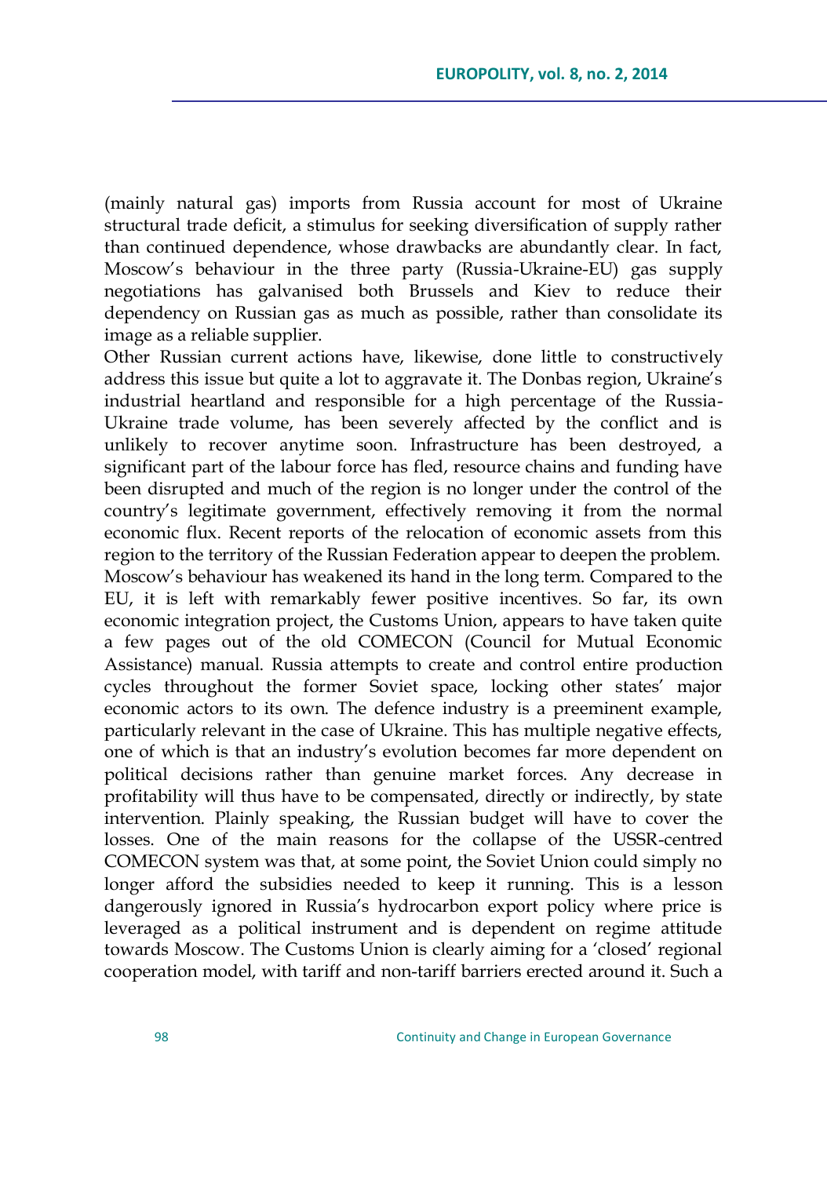(mainly natural gas) imports from Russia account for most of Ukraine structural trade deficit, a stimulus for seeking diversification of supply rather than continued dependence, whose drawbacks are abundantly clear. In fact, Moscow's behaviour in the three party (Russia-Ukraine-EU) gas supply negotiations has galvanised both Brussels and Kiev to reduce their dependency on Russian gas as much as possible, rather than consolidate its image as a reliable supplier.

Other Russian current actions have, likewise, done little to constructively address this issue but quite a lot to aggravate it. The Donbas region, Ukraine's industrial heartland and responsible for a high percentage of the Russia-Ukraine trade volume, has been severely affected by the conflict and is unlikely to recover anytime soon. Infrastructure has been destroyed, a significant part of the labour force has fled, resource chains and funding have been disrupted and much of the region is no longer under the control of the country's legitimate government, effectively removing it from the normal economic flux. Recent reports of the relocation of economic assets from this region to the territory of the Russian Federation appear to deepen the problem.

Moscow's behaviour has weakened its hand in the long term. Compared to the EU, it is left with remarkably fewer positive incentives. So far, its own economic integration project, the Customs Union, appears to have taken quite a few pages out of the old COMECON (Council for Mutual Economic Assistance) manual. Russia attempts to create and control entire production cycles throughout the former Soviet space, locking other states' major economic actors to its own. The defence industry is a preeminent example, particularly relevant in the case of Ukraine. This has multiple negative effects, one of which is that an industry's evolution becomes far more dependent on political decisions rather than genuine market forces. Any decrease in profitability will thus have to be compensated, directly or indirectly, by state intervention. Plainly speaking, the Russian budget will have to cover the losses. One of the main reasons for the collapse of the USSR-centred COMECON system was that, at some point, the Soviet Union could simply no longer afford the subsidies needed to keep it running. This is a lesson dangerously ignored in Russia's hydrocarbon export policy where price is leveraged as a political instrument and is dependent on regime attitude towards Moscow. The Customs Union is clearly aiming for a 'closed' regional cooperation model, with tariff and non-tariff barriers erected around it. Such a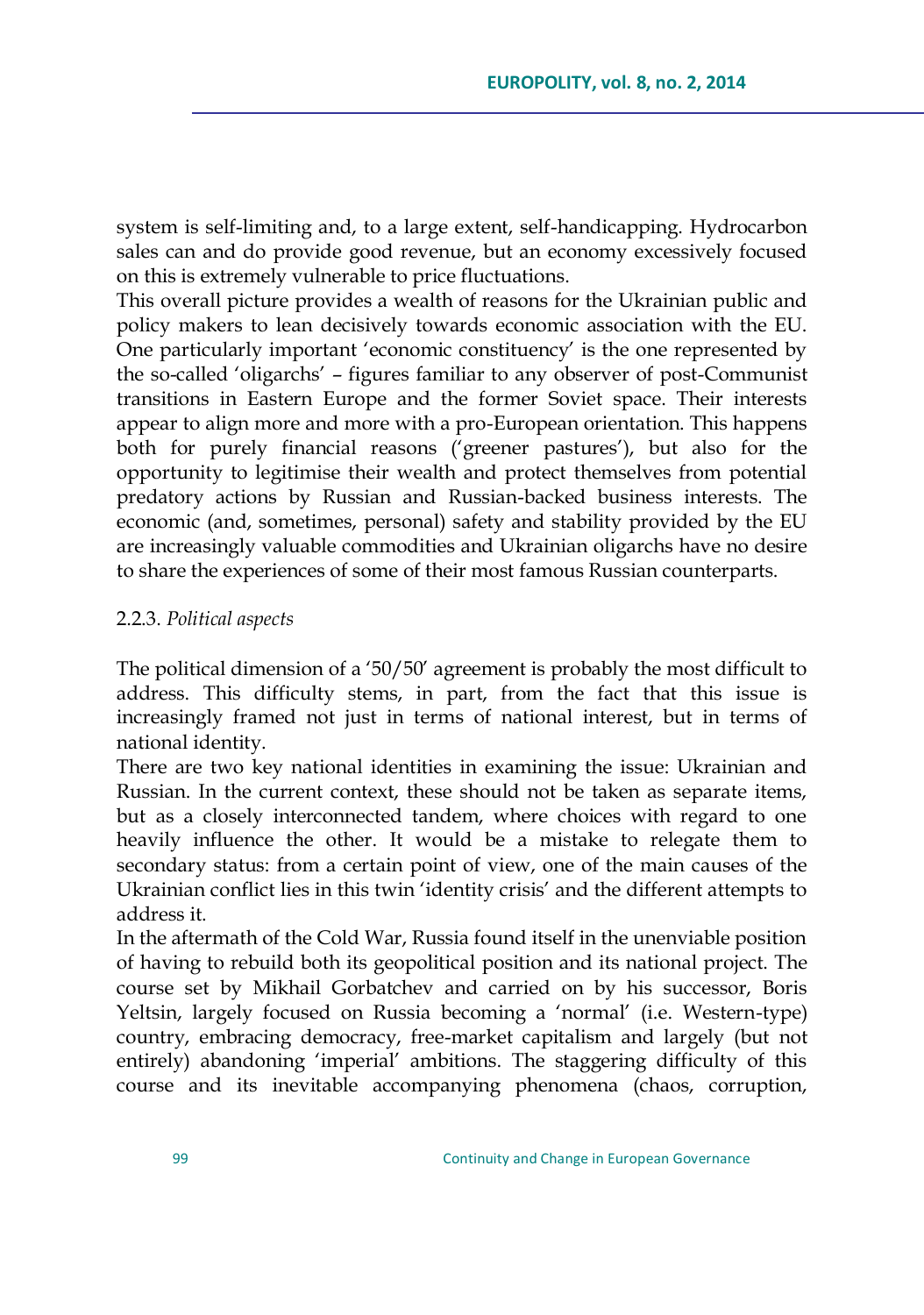system is self-limiting and, to a large extent, self-handicapping. Hydrocarbon sales can and do provide good revenue, but an economy excessively focused on this is extremely vulnerable to price fluctuations.

This overall picture provides a wealth of reasons for the Ukrainian public and policy makers to lean decisively towards economic association with the EU. One particularly important 'economic constituency' is the one represented by the so-called 'oligarchs' – figures familiar to any observer of post-Communist transitions in Eastern Europe and the former Soviet space. Their interests appear to align more and more with a pro-European orientation. This happens both for purely financial reasons ('greener pastures'), but also for the opportunity to legitimise their wealth and protect themselves from potential predatory actions by Russian and Russian-backed business interests. The economic (and, sometimes, personal) safety and stability provided by the EU are increasingly valuable commodities and Ukrainian oligarchs have no desire to share the experiences of some of their most famous Russian counterparts.

#### 2.2.3. *Political aspects*

The political dimension of a '50/50' agreement is probably the most difficult to address. This difficulty stems, in part, from the fact that this issue is increasingly framed not just in terms of national interest, but in terms of national identity.

There are two key national identities in examining the issue: Ukrainian and Russian. In the current context, these should not be taken as separate items, but as a closely interconnected tandem, where choices with regard to one heavily influence the other. It would be a mistake to relegate them to secondary status: from a certain point of view, one of the main causes of the Ukrainian conflict lies in this twin 'identity crisis' and the different attempts to address it.

In the aftermath of the Cold War, Russia found itself in the unenviable position of having to rebuild both its geopolitical position and its national project. The course set by Mikhail Gorbatchev and carried on by his successor, Boris Yeltsin, largely focused on Russia becoming a 'normal' (i.e. Western-type) country, embracing democracy, free-market capitalism and largely (but not entirely) abandoning 'imperial' ambitions. The staggering difficulty of this course and its inevitable accompanying phenomena (chaos, corruption,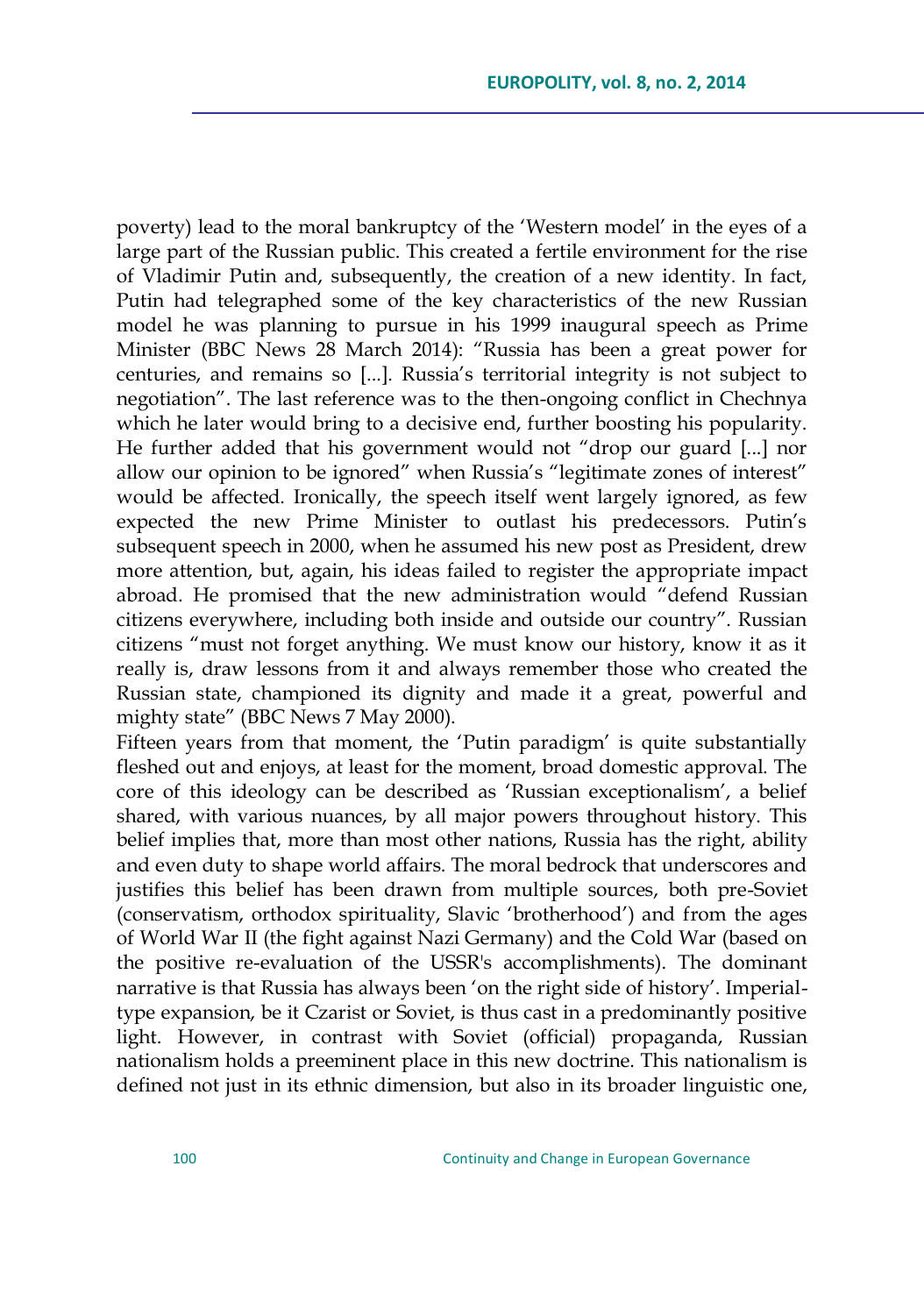poverty) lead to the moral bankruptcy of the 'Western model' in the eyes of a large part of the Russian public. This created a fertile environment for the rise of Vladimir Putin and, subsequently, the creation of a new identity. In fact, Putin had telegraphed some of the key characteristics of the new Russian model he was planning to pursue in his 1999 inaugural speech as Prime Minister (BBC News 28 March 2014): "Russia has been a great power for centuries, and remains so [...]. Russia's territorial integrity is not subject to negotiation". The last reference was to the then-ongoing conflict in Chechnya which he later would bring to a decisive end, further boosting his popularity. He further added that his government would not "drop our guard [...] nor allow our opinion to be ignored" when Russia's "legitimate zones of interest" would be affected. Ironically, the speech itself went largely ignored, as few expected the new Prime Minister to outlast his predecessors. Putin's subsequent speech in 2000, when he assumed his new post as President, drew more attention, but, again, his ideas failed to register the appropriate impact abroad. He promised that the new administration would "defend Russian citizens everywhere, including both inside and outside our country". Russian citizens "must not forget anything. We must know our history, know it as it really is, draw lessons from it and always remember those who created the Russian state, championed its dignity and made it a great, powerful and mighty state" (BBC News 7 May 2000).

Fifteen years from that moment, the 'Putin paradigm' is quite substantially fleshed out and enjoys, at least for the moment, broad domestic approval. The core of this ideology can be described as 'Russian exceptionalism', a belief shared, with various nuances, by all major powers throughout history. This belief implies that, more than most other nations, Russia has the right, ability and even duty to shape world affairs. The moral bedrock that underscores and justifies this belief has been drawn from multiple sources, both pre-Soviet (conservatism, orthodox spirituality, Slavic 'brotherhood') and from the ages of World War II (the fight against Nazi Germany) and the Cold War (based on the positive re-evaluation of the USSR's accomplishments). The dominant narrative is that Russia has always been 'on the right side of history'. Imperial-type expansion, be it Czarist or Soviet, is thus cast in a predominantly positive light. However, in contrast with Soviet (official) propaganda, Russian nationalism holds a preeminent place in this new doctrine. This nationalism is defined not just in its ethnic dimension, but also in its broader linguistic one,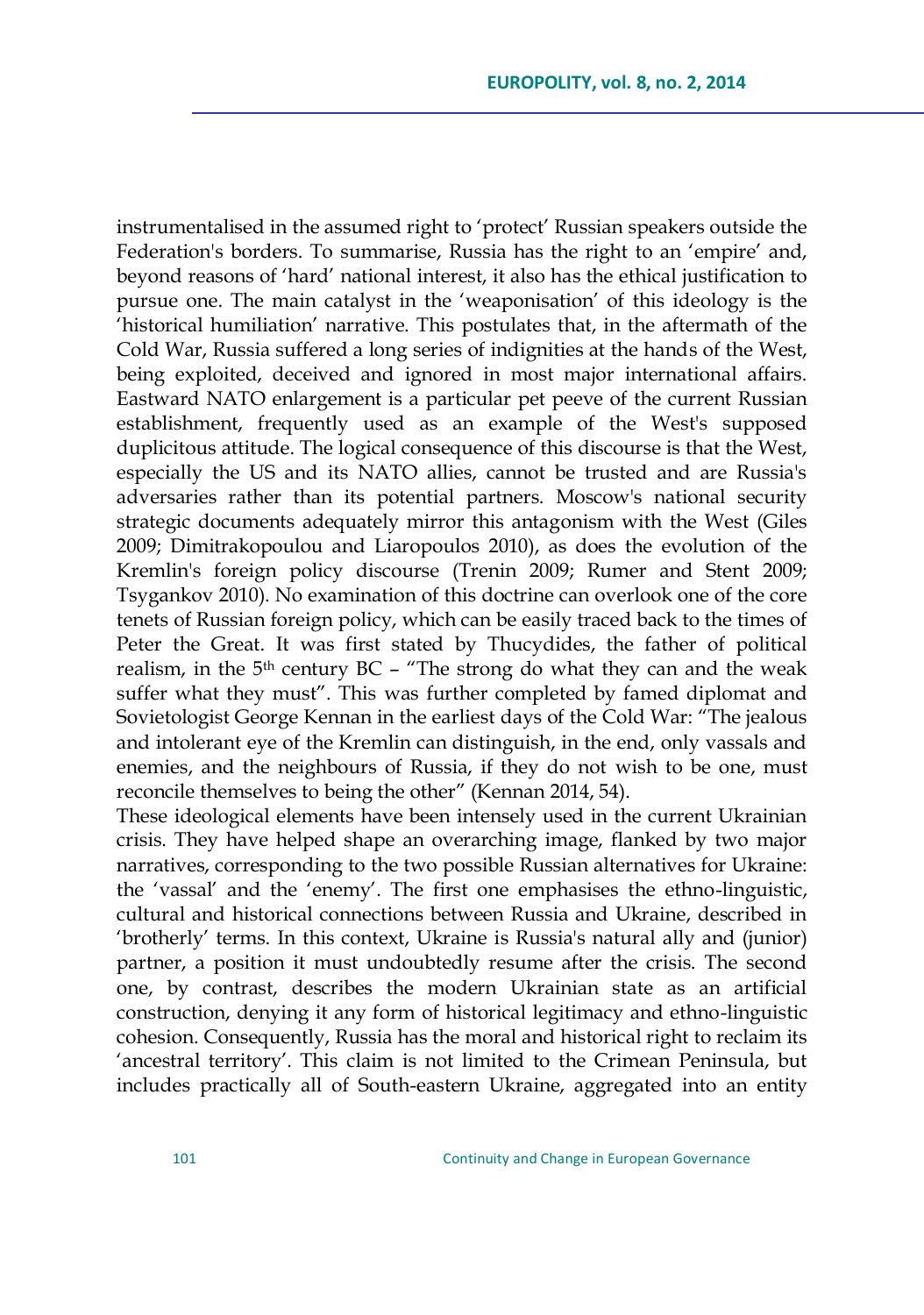instrumentalised in the assumed right to 'protect' Russian speakers outside the Federation's borders. To summarise, Russia has the right to an 'empire' and, beyond reasons of 'hard' national interest, it also has the ethical justification to pursue one. The main catalyst in the 'weaponisation' of this ideology is the 'historical humiliation' narrative. This postulates that, in the aftermath of the Cold War, Russia suffered a long series of indignities at the hands of the West, being exploited, deceived and ignored in most major international affairs. Eastward NATO enlargement is a particular pet peeve of the current Russian establishment, frequently used as an example of the West's supposed duplicitous attitude. The logical consequence of this discourse is that the West, especially the US and its NATO allies, cannot be trusted and are Russia's adversaries rather than its potential partners. Moscow's national security strategic documents adequately mirror this antagonism with the West (Giles 2009; Dimitrakopoulou and Liaropoulos 2010), as does the evolution of the Kremlin's foreign policy discourse (Trenin 2009; Rumer and Stent 2009; Tsygankov 2010). No examination of this doctrine can overlook one of the core tenets of Russian foreign policy, which can be easily traced back to the times of Peter the Great. It was first stated by Thucydides, the father of political realism, in the 5th century BC – "The strong do what they can and the weak suffer what they must". This was further completed by famed diplomat and Sovietologist George Kennan in the earliest days of the Cold War: "The jealous and intolerant eye of the Kremlin can distinguish, in the end, only vassals and enemies, and the neighbours of Russia, if they do not wish to be one, must reconcile themselves to being the other" (Kennan 2014, 54).

These ideological elements have been intensely used in the current Ukrainian crisis. They have helped shape an overarching image, flanked by two major narratives, corresponding to the two possible Russian alternatives for Ukraine: the 'vassal' and the 'enemy'. The first one emphasises the ethno-linguistic, cultural and historical connections between Russia and Ukraine, described in 'brotherly' terms. In this context, Ukraine is Russia's natural ally and (junior) partner, a position it must undoubtedly resume after the crisis. The second one, by contrast, describes the modern Ukrainian state as an artificial construction, denying it any form of historical legitimacy and ethno-linguistic cohesion. Consequently, Russia has the moral and historical right to reclaim its 'ancestral territory'. This claim is not limited to the Crimean Peninsula, but includes practically all of South-eastern Ukraine, aggregated into an entity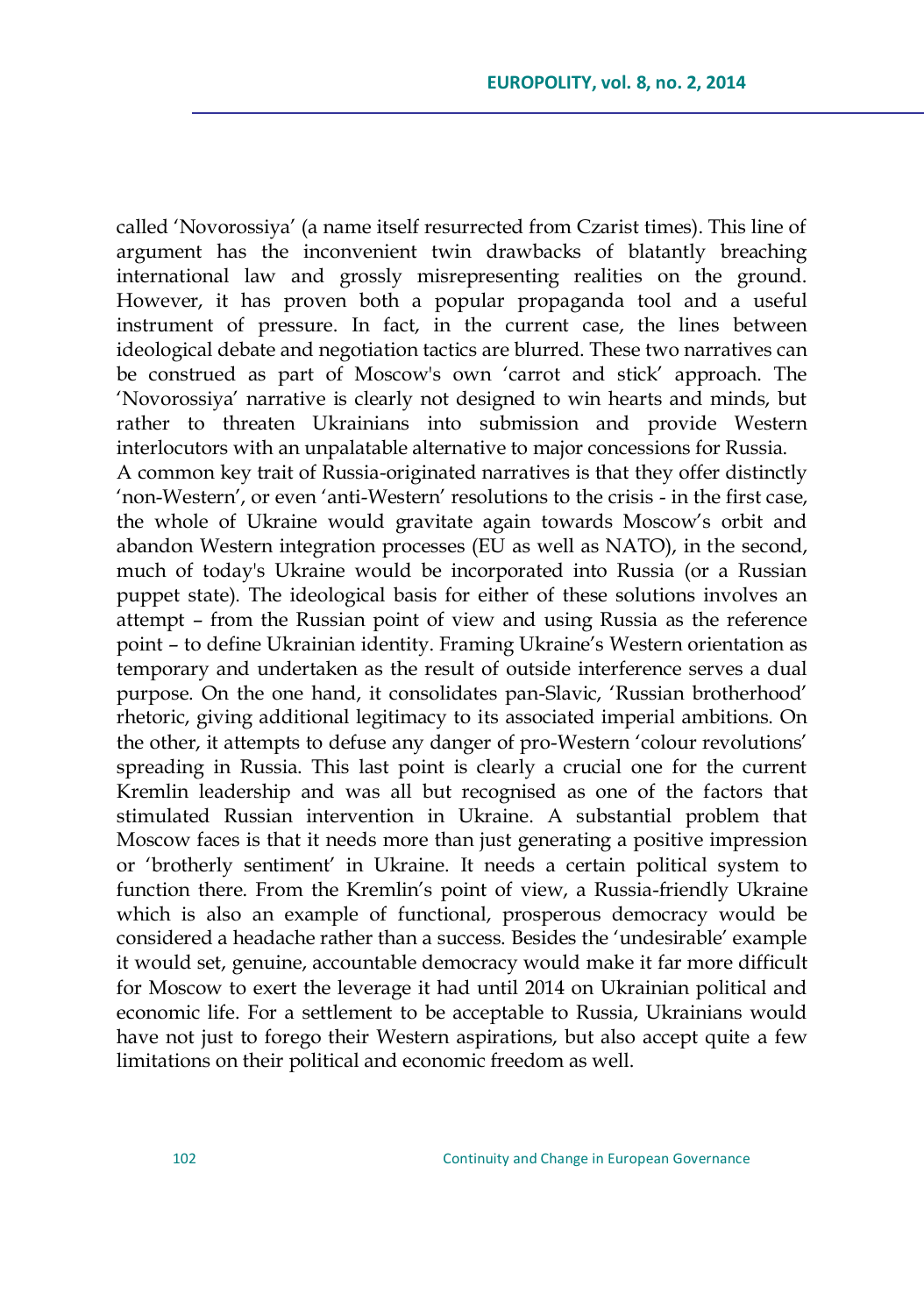called 'Novorossiya' (a name itself resurrected from Czarist times). This line of argument has the inconvenient twin drawbacks of blatantly breaching international law and grossly misrepresenting realities on the ground. However, it has proven both a popular propaganda tool and a useful instrument of pressure. In fact, in the current case, the lines between ideological debate and negotiation tactics are blurred. These two narratives can be construed as part of Moscow's own 'carrot and stick' approach. The 'Novorossiya' narrative is clearly not designed to win hearts and minds, but rather to threaten Ukrainians into submission and provide Western interlocutors with an unpalatable alternative to major concessions for Russia.

A common key trait of Russia-originated narratives is that they offer distinctly 'non-Western', or even 'anti-Western' resolutions to the crisis - in the first case, the whole of Ukraine would gravitate again towards Moscow's orbit and abandon Western integration processes (EU as well as NATO), in the second, much of today's Ukraine would be incorporated into Russia (or a Russian puppet state). The ideological basis for either of these solutions involves an attempt – from the Russian point of view and using Russia as the reference point – to define Ukrainian identity. Framing Ukraine's Western orientation as temporary and undertaken as the result of outside interference serves a dual purpose. On the one hand, it consolidates pan-Slavic, 'Russian brotherhood' rhetoric, giving additional legitimacy to its associated imperial ambitions. On the other, it attempts to defuse any danger of pro-Western 'colour revolutions' spreading in Russia. This last point is clearly a crucial one for the current Kremlin leadership and was all but recognised as one of the factors that stimulated Russian intervention in Ukraine. A substantial problem that Moscow faces is that it needs more than just generating a positive impression or 'brotherly sentiment' in Ukraine. It needs a certain political system to function there. From the Kremlin's point of view, a Russia-friendly Ukraine which is also an example of functional, prosperous democracy would be considered a headache rather than a success. Besides the 'undesirable' example it would set, genuine, accountable democracy would make it far more difficult for Moscow to exert the leverage it had until 2014 on Ukrainian political and economic life. For a settlement to be acceptable to Russia, Ukrainians would have not just to forego their Western aspirations, but also accept quite a few limitations on their political and economic freedom as well.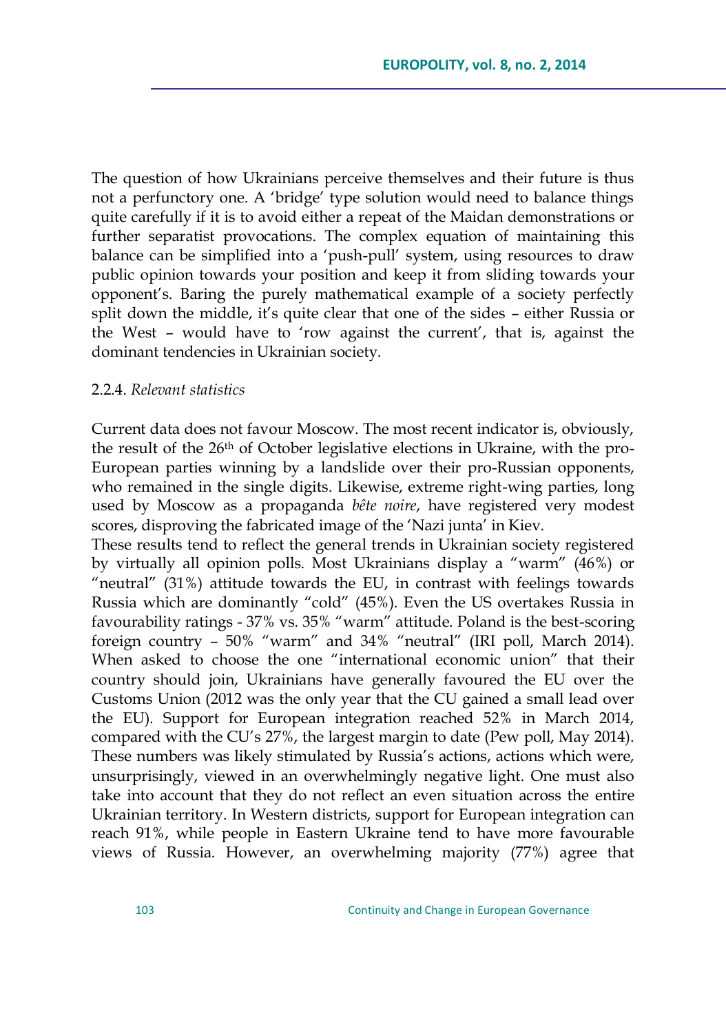The question of how Ukrainians perceive themselves and their future is thus not a perfunctory one. A 'bridge' type solution would need to balance things quite carefully if it is to avoid either a repeat of the Maidan demonstrations or further separatist provocations. The complex equation of maintaining this balance can be simplified into a 'push-pull' system, using resources to draw public opinion towards your position and keep it from sliding towards your opponent's. Baring the purely mathematical example of a society perfectly split down the middle, it's quite clear that one of the sides – either Russia or the West – would have to 'row against the current', that is, against the dominant tendencies in Ukrainian society.

### 2.2.4. *Relevant statistics*

Current data does not favour Moscow. The most recent indicator is, obviously, the result of the 26th of October legislative elections in Ukraine, with the pro-European parties winning by a landslide over their pro-Russian opponents, who remained in the single digits. Likewise, extreme right-wing parties, long used by Moscow as a propaganda *bête noire*, have registered very modest scores, disproving the fabricated image of the 'Nazi junta' in Kiev.

These results tend to reflect the general trends in Ukrainian society registered by virtually all opinion polls. Most Ukrainians display a "warm" (46%) or "neutral" (31%) attitude towards the EU, in contrast with feelings towards Russia which are dominantly "cold" (45%). Even the US overtakes Russia in favourability ratings - 37% vs. 35% "warm" attitude. Poland is the best-scoring foreign country – 50% "warm" and 34% "neutral" (IRI poll, March 2014). When asked to choose the one "international economic union" that their country should join, Ukrainians have generally favoured the EU over the Customs Union (2012 was the only year that the CU gained a small lead over the EU). Support for European integration reached 52% in March 2014, compared with the CU's 27%, the largest margin to date (Pew poll, May 2014). These numbers was likely stimulated by Russia's actions, actions which were, unsurprisingly, viewed in an overwhelmingly negative light. One must also take into account that they do not reflect an even situation across the entire Ukrainian territory. In Western districts, support for European integration can reach 91%, while people in Eastern Ukraine tend to have more favourable views of Russia. However, an overwhelming majority (77%) agree that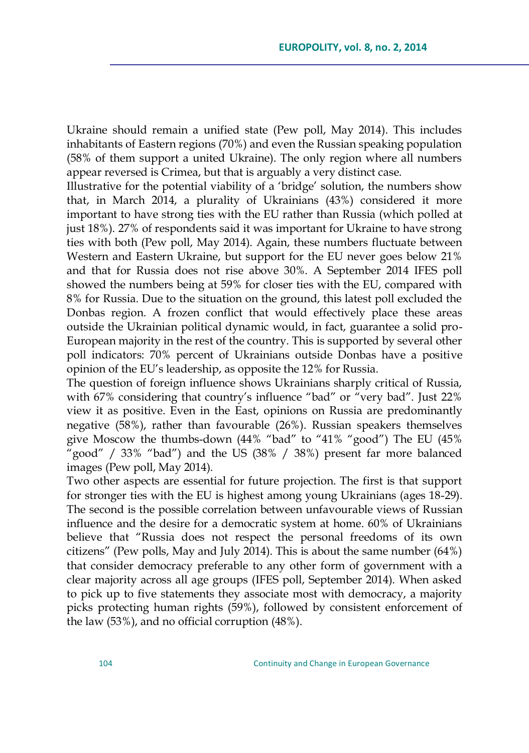Ukraine should remain a unified state (Pew poll, May 2014). This includes inhabitants of Eastern regions (70%) and even the Russian speaking population (58% of them support a united Ukraine). The only region where all numbers appear reversed is Crimea, but that is arguably a very distinct case.

Illustrative for the potential viability of a 'bridge' solution, the numbers show that, in March 2014, a plurality of Ukrainians (43%) considered it more important to have strong ties with the EU rather than Russia (which polled at just 18%). 27% of respondents said it was important for Ukraine to have strong ties with both (Pew poll, May 2014). Again, these numbers fluctuate between Western and Eastern Ukraine, but support for the EU never goes below 21% and that for Russia does not rise above 30%. A September 2014 IFES poll showed the numbers being at 59% for closer ties with the EU, compared with 8% for Russia. Due to the situation on the ground, this latest poll excluded the Donbas region. A frozen conflict that would effectively place these areas outside the Ukrainian political dynamic would, in fact, guarantee a solid pro-European majority in the rest of the country. This is supported by several other poll indicators: 70% percent of Ukrainians outside Donbas have a positive opinion of the EU's leadership, as opposite the 12% for Russia.

The question of foreign influence shows Ukrainians sharply critical of Russia, with 67% considering that country's influence "bad" or "very bad". Just 22% view it as positive. Even in the East, opinions on Russia are predominantly negative (58%), rather than favourable (26%). Russian speakers themselves give Moscow the thumbs-down (44% "bad" to "41% "good") The EU (45% "good" / 33% "bad") and the US (38% / 38%) present far more balanced images (Pew poll, May 2014).

Two other aspects are essential for future projection. The first is that support for stronger ties with the EU is highest among young Ukrainians (ages 18-29). The second is the possible correlation between unfavourable views of Russian influence and the desire for a democratic system at home. 60% of Ukrainians believe that "Russia does not respect the personal freedoms of its own citizens" (Pew polls, May and July 2014). This is about the same number (64%) that consider democracy preferable to any other form of government with a clear majority across all age groups (IFES poll, September 2014). When asked to pick up to five statements they associate most with democracy, a majority picks protecting human rights (59%), followed by consistent enforcement of the law (53%), and no official corruption (48%).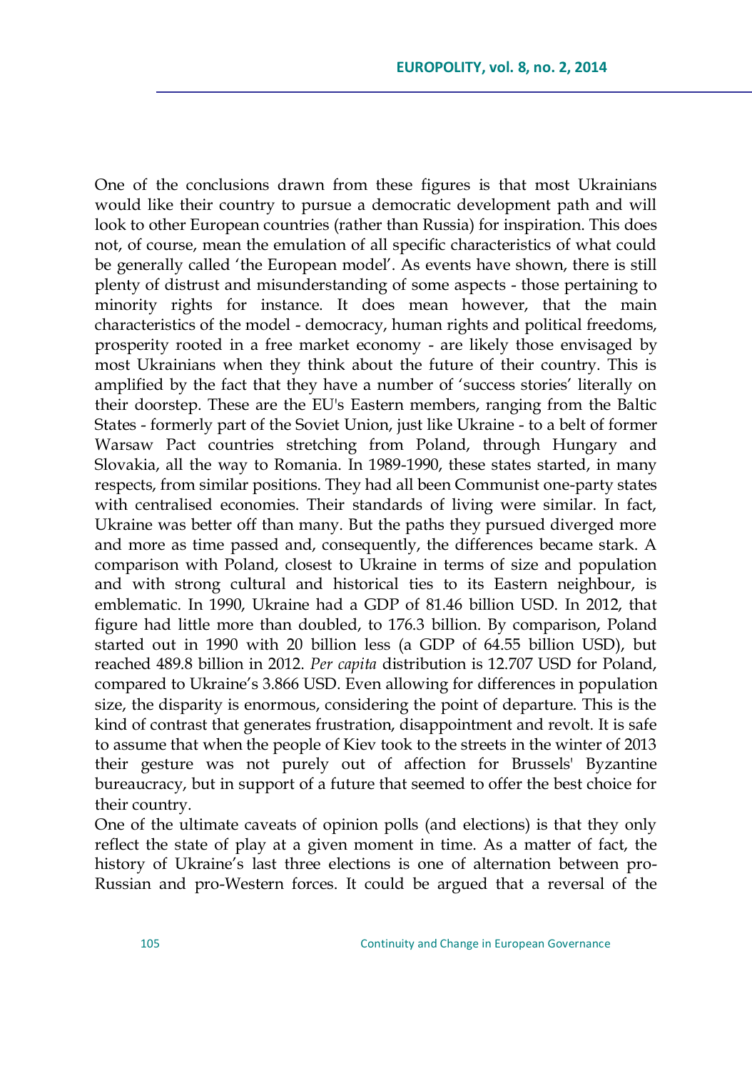One of the conclusions drawn from these figures is that most Ukrainians would like their country to pursue a democratic development path and will look to other European countries (rather than Russia) for inspiration. This does not, of course, mean the emulation of all specific characteristics of what could be generally called 'the European model'. As events have shown, there is still plenty of distrust and misunderstanding of some aspects - those pertaining to minority rights for instance. It does mean however, that the main characteristics of the model - democracy, human rights and political freedoms, prosperity rooted in a free market economy - are likely those envisaged by most Ukrainians when they think about the future of their country. This is amplified by the fact that they have a number of 'success stories' literally on their doorstep. These are the EU's Eastern members, ranging from the Baltic States - formerly part of the Soviet Union, just like Ukraine - to a belt of former Warsaw Pact countries stretching from Poland, through Hungary and Slovakia, all the way to Romania. In 1989-1990, these states started, in many respects, from similar positions. They had all been Communist one-party states with centralised economies. Their standards of living were similar. In fact, Ukraine was better off than many. But the paths they pursued diverged more and more as time passed and, consequently, the differences became stark. A comparison with Poland, closest to Ukraine in terms of size and population and with strong cultural and historical ties to its Eastern neighbour, is emblematic. In 1990, Ukraine had a GDP of 81.46 billion USD. In 2012, that figure had little more than doubled, to 176.3 billion. By comparison, Poland started out in 1990 with 20 billion less (a GDP of 64.55 billion USD), but reached 489.8 billion in 2012. *Per capita* distribution is 12.707 USD for Poland, compared to Ukraine's 3.866 USD. Even allowing for differences in population size, the disparity is enormous, considering the point of departure. This is the kind of contrast that generates frustration, disappointment and revolt. It is safe to assume that when the people of Kiev took to the streets in the winter of 2013 their gesture was not purely out of affection for Brussels' Byzantine bureaucracy, but in support of a future that seemed to offer the best choice for their country.

One of the ultimate caveats of opinion polls (and elections) is that they only reflect the state of play at a given moment in time. As a matter of fact, the history of Ukraine's last three elections is one of alternation between pro-Russian and pro-Western forces. It could be argued that a reversal of the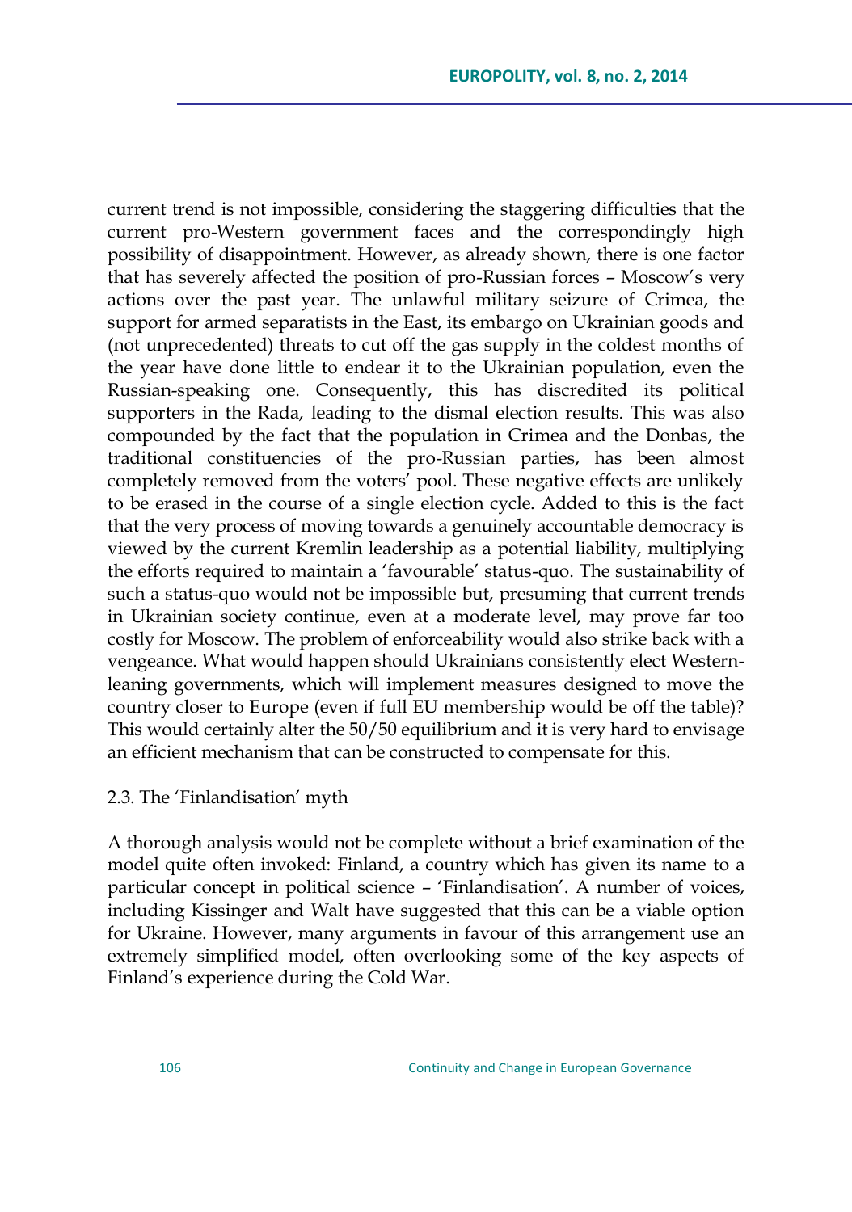current trend is not impossible, considering the staggering difficulties that the current pro-Western government faces and the correspondingly high possibility of disappointment. However, as already shown, there is one factor that has severely affected the position of pro-Russian forces – Moscow's very actions over the past year. The unlawful military seizure of Crimea, the support for armed separatists in the East, its embargo on Ukrainian goods and (not unprecedented) threats to cut off the gas supply in the coldest months of the year have done little to endear it to the Ukrainian population, even the Russian-speaking one. Consequently, this has discredited its political supporters in the Rada, leading to the dismal election results. This was also compounded by the fact that the population in Crimea and the Donbas, the traditional constituencies of the pro-Russian parties, has been almost completely removed from the voters' pool. These negative effects are unlikely to be erased in the course of a single election cycle. Added to this is the fact that the very process of moving towards a genuinely accountable democracy is viewed by the current Kremlin leadership as a potential liability, multiplying the efforts required to maintain a 'favourable' status-quo. The sustainability of such a status-quo would not be impossible but, presuming that current trends in Ukrainian society continue, even at a moderate level, may prove far too costly for Moscow. The problem of enforceability would also strike back with a vengeance. What would happen should Ukrainians consistently elect Western-leaning governments, which will implement measures designed to move the country closer to Europe (even if full EU membership would be off the table)? This would certainly alter the 50/50 equilibrium and it is very hard to envisage an efficient mechanism that can be constructed to compensate for this.

### 2.3. The 'Finlandisation' myth

A thorough analysis would not be complete without a brief examination of the model quite often invoked: Finland, a country which has given its name to a particular concept in political science – 'Finlandisation'. A number of voices, including Kissinger and Walt have suggested that this can be a viable option for Ukraine. However, many arguments in favour of this arrangement use an extremely simplified model, often overlooking some of the key aspects of Finland's experience during the Cold War.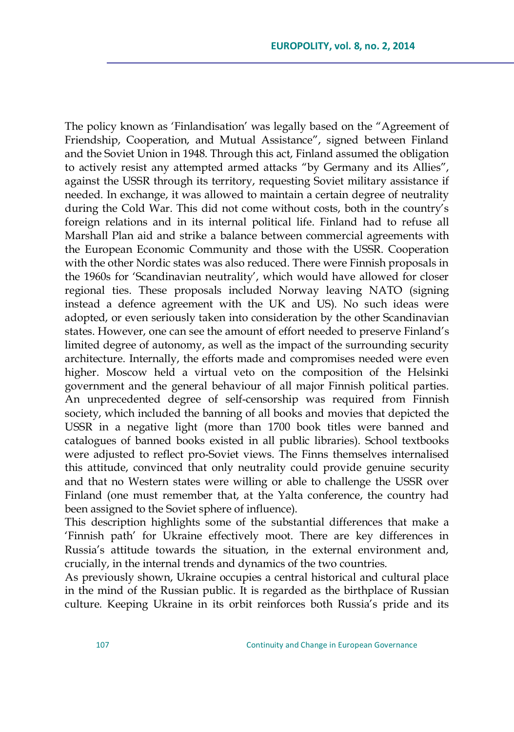The policy known as 'Finlandisation' was legally based on the "Agreement of Friendship, Cooperation, and Mutual Assistance", signed between Finland and the Soviet Union in 1948. Through this act, Finland assumed the obligation to actively resist any attempted armed attacks "by Germany and its Allies", against the USSR through its territory, requesting Soviet military assistance if needed. In exchange, it was allowed to maintain a certain degree of neutrality during the Cold War. This did not come without costs, both in the country's foreign relations and in its internal political life. Finland had to refuse all Marshall Plan aid and strike a balance between commercial agreements with the European Economic Community and those with the USSR. Cooperation with the other Nordic states was also reduced. There were Finnish proposals in the 1960s for 'Scandinavian neutrality', which would have allowed for closer regional ties. These proposals included Norway leaving NATO (signing instead a defence agreement with the UK and US). No such ideas were adopted, or even seriously taken into consideration by the other Scandinavian states. However, one can see the amount of effort needed to preserve Finland's limited degree of autonomy, as well as the impact of the surrounding security architecture. Internally, the efforts made and compromises needed were even higher. Moscow held a virtual veto on the composition of the Helsinki government and the general behaviour of all major Finnish political parties. An unprecedented degree of self-censorship was required from Finnish society, which included the banning of all books and movies that depicted the USSR in a negative light (more than 1700 book titles were banned and catalogues of banned books existed in all public libraries). School textbooks were adjusted to reflect pro-Soviet views. The Finns themselves internalised this attitude, convinced that only neutrality could provide genuine security and that no Western states were willing or able to challenge the USSR over Finland (one must remember that, at the Yalta conference, the country had been assigned to the Soviet sphere of influence).

This description highlights some of the substantial differences that make a 'Finnish path' for Ukraine effectively moot. There are key differences in Russia's attitude towards the situation, in the external environment and, crucially, in the internal trends and dynamics of the two countries.

As previously shown, Ukraine occupies a central historical and cultural place in the mind of the Russian public. It is regarded as the birthplace of Russian culture. Keeping Ukraine in its orbit reinforces both Russia's pride and its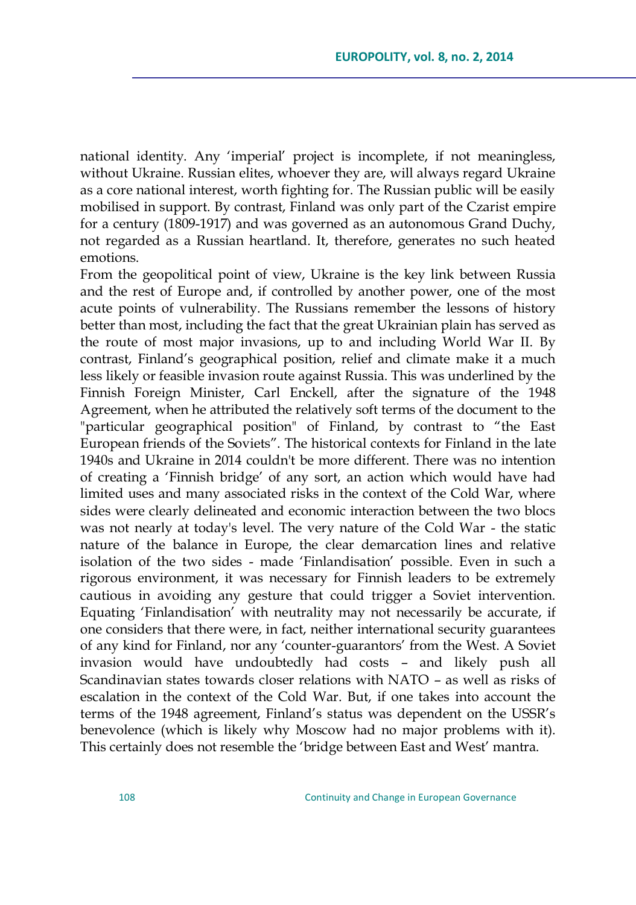national identity. Any 'imperial' project is incomplete, if not meaningless, without Ukraine. Russian elites, whoever they are, will always regard Ukraine as a core national interest, worth fighting for. The Russian public will be easily mobilised in support. By contrast, Finland was only part of the Czarist empire for a century (1809-1917) and was governed as an autonomous Grand Duchy, not regarded as a Russian heartland. It, therefore, generates no such heated emotions.

From the geopolitical point of view, Ukraine is the key link between Russia and the rest of Europe and, if controlled by another power, one of the most acute points of vulnerability. The Russians remember the lessons of history better than most, including the fact that the great Ukrainian plain has served as the route of most major invasions, up to and including World War II. By contrast, Finland's geographical position, relief and climate make it a much less likely or feasible invasion route against Russia. This was underlined by the Finnish Foreign Minister, Carl Enckell, after the signature of the 1948 Agreement, when he attributed the relatively soft terms of the document to the "particular geographical position" of Finland, by contrast to "the East European friends of the Soviets". The historical contexts for Finland in the late 1940s and Ukraine in 2014 couldn't be more different. There was no intention of creating a 'Finnish bridge' of any sort, an action which would have had limited uses and many associated risks in the context of the Cold War, where sides were clearly delineated and economic interaction between the two blocs was not nearly at today's level. The very nature of the Cold War - the static nature of the balance in Europe, the clear demarcation lines and relative isolation of the two sides - made 'Finlandisation' possible. Even in such a rigorous environment, it was necessary for Finnish leaders to be extremely cautious in avoiding any gesture that could trigger a Soviet intervention. Equating 'Finlandisation' with neutrality may not necessarily be accurate, if one considers that there were, in fact, neither international security guarantees of any kind for Finland, nor any 'counter-guarantors' from the West. A Soviet invasion would have undoubtedly had costs – and likely push all Scandinavian states towards closer relations with NATO – as well as risks of escalation in the context of the Cold War. But, if one takes into account the terms of the 1948 agreement, Finland's status was dependent on the USSR's benevolence (which is likely why Moscow had no major problems with it). This certainly does not resemble the 'bridge between East and West' mantra.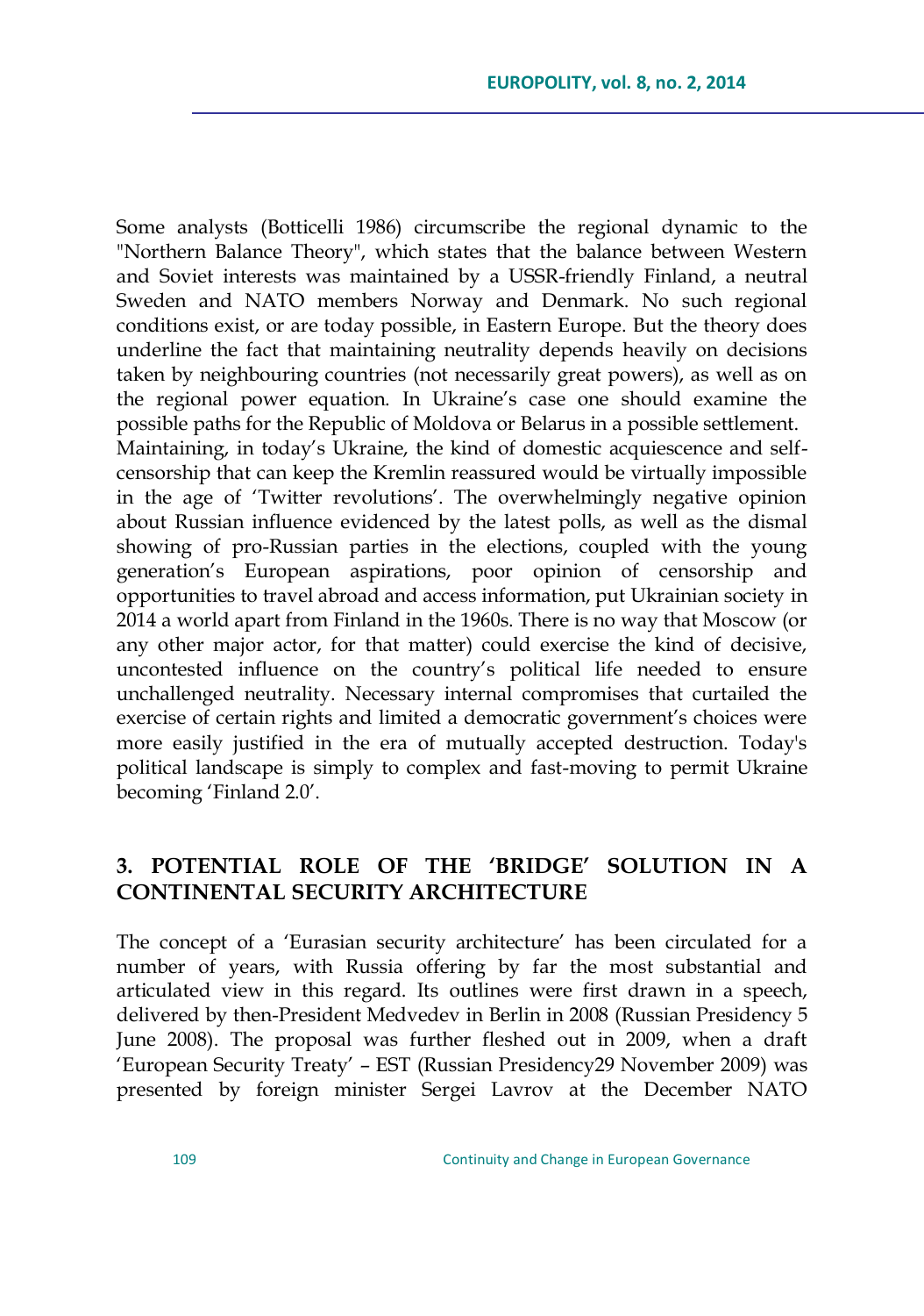Some analysts (Botticelli 1986) circumscribe the regional dynamic to the "Northern Balance Theory", which states that the balance between Western and Soviet interests was maintained by a USSR-friendly Finland, a neutral Sweden and NATO members Norway and Denmark. No such regional conditions exist, or are today possible, in Eastern Europe. But the theory does underline the fact that maintaining neutrality depends heavily on decisions taken by neighbouring countries (not necessarily great powers), as well as on the regional power equation. In Ukraine's case one should examine the possible paths for the Republic of Moldova or Belarus in a possible settlement.

Maintaining, in today's Ukraine, the kind of domestic acquiescence and self-censorship that can keep the Kremlin reassured would be virtually impossible in the age of 'Twitter revolutions'. The overwhelmingly negative opinion about Russian influence evidenced by the latest polls, as well as the dismal showing of pro-Russian parties in the elections, coupled with the young generation's European aspirations, poor opinion of censorship and opportunities to travel abroad and access information, put Ukrainian society in 2014 a world apart from Finland in the 1960s. There is no way that Moscow (or any other major actor, for that matter) could exercise the kind of decisive, uncontested influence on the country's political life needed to ensure unchallenged neutrality. Necessary internal compromises that curtailed the exercise of certain rights and limited a democratic government's choices were more easily justified in the era of mutually accepted destruction. Today's political landscape is simply to complex and fast-moving to permit Ukraine becoming 'Finland 2.0'.

## 3. POTENTIAL ROLE OF THE 'BRIDGE' SOLUTION IN A CONTINENTAL SECURITY ARCHITECTURE

The concept of a 'Eurasian security architecture' has been circulated for a number of years, with Russia offering by far the most substantial and articulated view in this regard. Its outlines were first drawn in a speech, delivered by then-President Medvedev in Berlin in 2008 (Russian Presidency 5 June 2008). The proposal was further fleshed out in 2009, when a draft 'European Security Treaty' – EST (Russian Presidency29 November 2009) was presented by foreign minister Sergei Lavrov at the December NATO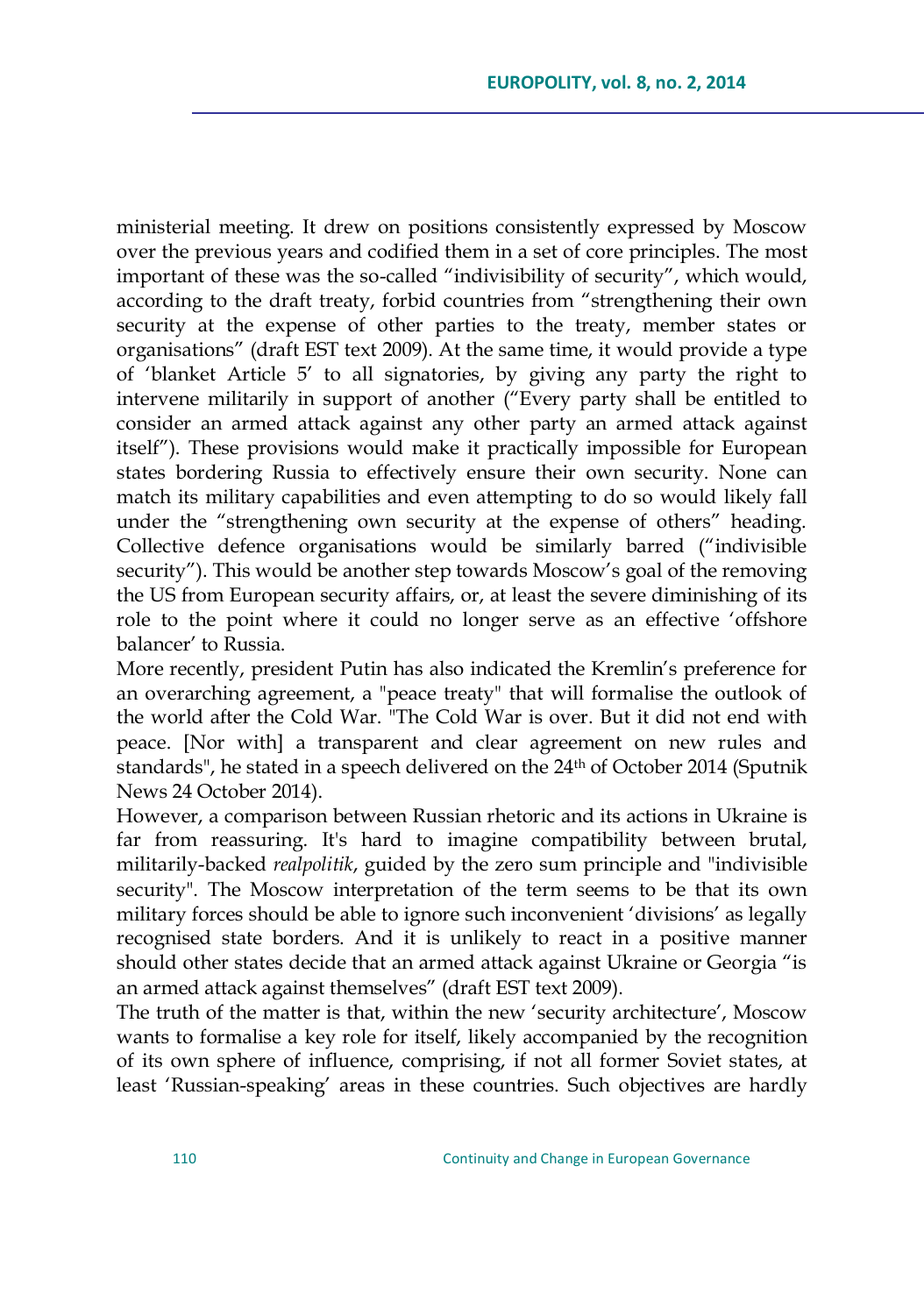ministerial meeting. It drew on positions consistently expressed by Moscow over the previous years and codified them in a set of core principles. The most important of these was the so-called "indivisibility of security", which would, according to the draft treaty, forbid countries from "strengthening their own security at the expense of other parties to the treaty, member states or organisations" (draft EST text 2009). At the same time, it would provide a type of 'blanket Article 5' to all signatories, by giving any party the right to intervene militarily in support of another ("Every party shall be entitled to consider an armed attack against any other party an armed attack against itself"). These provisions would make it practically impossible for European states bordering Russia to effectively ensure their own security. None can match its military capabilities and even attempting to do so would likely fall under the "strengthening own security at the expense of others" heading. Collective defence organisations would be similarly barred ("indivisible security"). This would be another step towards Moscow's goal of the removing the US from European security affairs, or, at least the severe diminishing of its role to the point where it could no longer serve as an effective 'offshore balancer' to Russia.

More recently, president Putin has also indicated the Kremlin's preference for an overarching agreement, a "peace treaty" that will formalise the outlook of the world after the Cold War. "The Cold War is over. But it did not end with peace. [Nor with] a transparent and clear agreement on new rules and standards", he stated in a speech delivered on the 24th of October 2014 (Sputnik News 24 October 2014).

However, a comparison between Russian rhetoric and its actions in Ukraine is far from reassuring. It's hard to imagine compatibility between brutal, militarily-backed *realpolitik*, guided by the zero sum principle and "indivisible security". The Moscow interpretation of the term seems to be that its own military forces should be able to ignore such inconvenient 'divisions' as legally recognised state borders. And it is unlikely to react in a positive manner should other states decide that an armed attack against Ukraine or Georgia "is an armed attack against themselves" (draft EST text 2009).

The truth of the matter is that, within the new 'security architecture', Moscow wants to formalise a key role for itself, likely accompanied by the recognition of its own sphere of influence, comprising, if not all former Soviet states, at least 'Russian-speaking' areas in these countries. Such objectives are hardly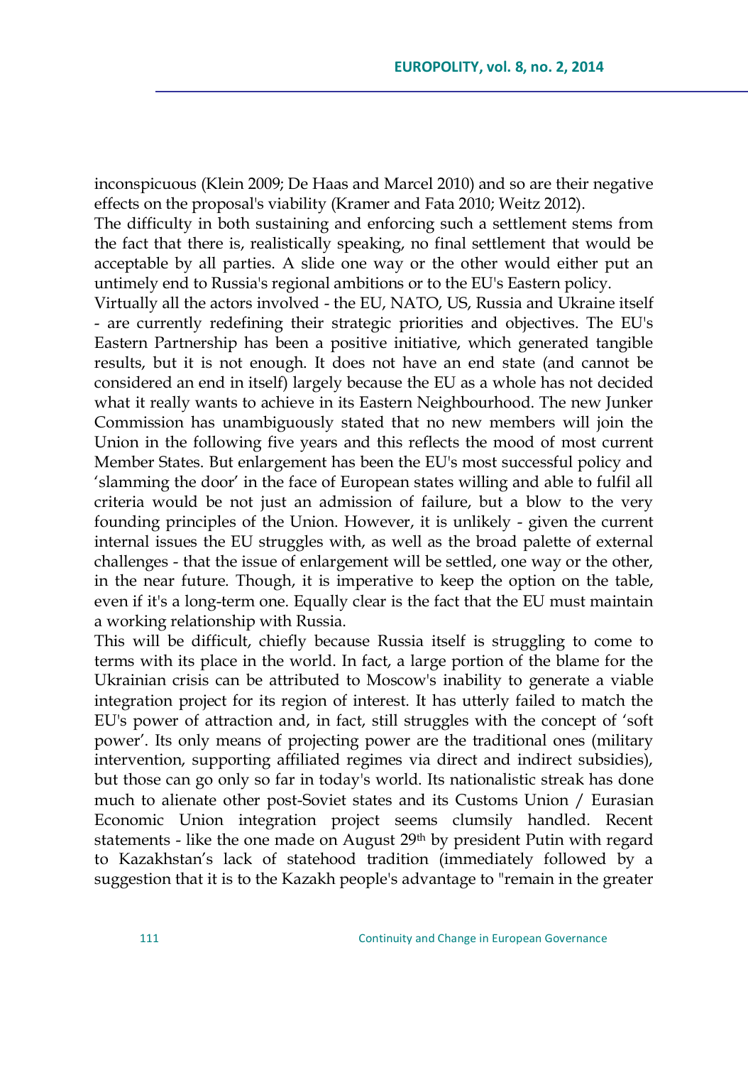inconspicuous (Klein 2009; De Haas and Marcel 2010) and so are their negative effects on the proposal's viability (Kramer and Fata 2010; Weitz 2012).

The difficulty in both sustaining and enforcing such a settlement stems from the fact that there is, realistically speaking, no final settlement that would be acceptable by all parties. A slide one way or the other would either put an untimely end to Russia's regional ambitions or to the EU's Eastern policy.

Virtually all the actors involved - the EU, NATO, US, Russia and Ukraine itself - are currently redefining their strategic priorities and objectives. The EU's Eastern Partnership has been a positive initiative, which generated tangible results, but it is not enough. It does not have an end state (and cannot be considered an end in itself) largely because the EU as a whole has not decided what it really wants to achieve in its Eastern Neighbourhood. The new Junker Commission has unambiguously stated that no new members will join the Union in the following five years and this reflects the mood of most current Member States. But enlargement has been the EU's most successful policy and 'slamming the door' in the face of European states willing and able to fulfil all criteria would be not just an admission of failure, but a blow to the very founding principles of the Union. However, it is unlikely - given the current internal issues the EU struggles with, as well as the broad palette of external challenges - that the issue of enlargement will be settled, one way or the other, in the near future. Though, it is imperative to keep the option on the table, even if it's a long-term one. Equally clear is the fact that the EU must maintain a working relationship with Russia.

This will be difficult, chiefly because Russia itself is struggling to come to terms with its place in the world. In fact, a large portion of the blame for the Ukrainian crisis can be attributed to Moscow's inability to generate a viable integration project for its region of interest. It has utterly failed to match the EU's power of attraction and, in fact, still struggles with the concept of 'soft power'. Its only means of projecting power are the traditional ones (military intervention, supporting affiliated regimes via direct and indirect subsidies), but those can go only so far in today's world. Its nationalistic streak has done much to alienate other post-Soviet states and its Customs Union / Eurasian Economic Union integration project seems clumsily handled. Recent statements - like the one made on August 29th by president Putin with regard to Kazakhstan's lack of statehood tradition (immediately followed by a suggestion that it is to the Kazakh people's advantage to "remain in the greater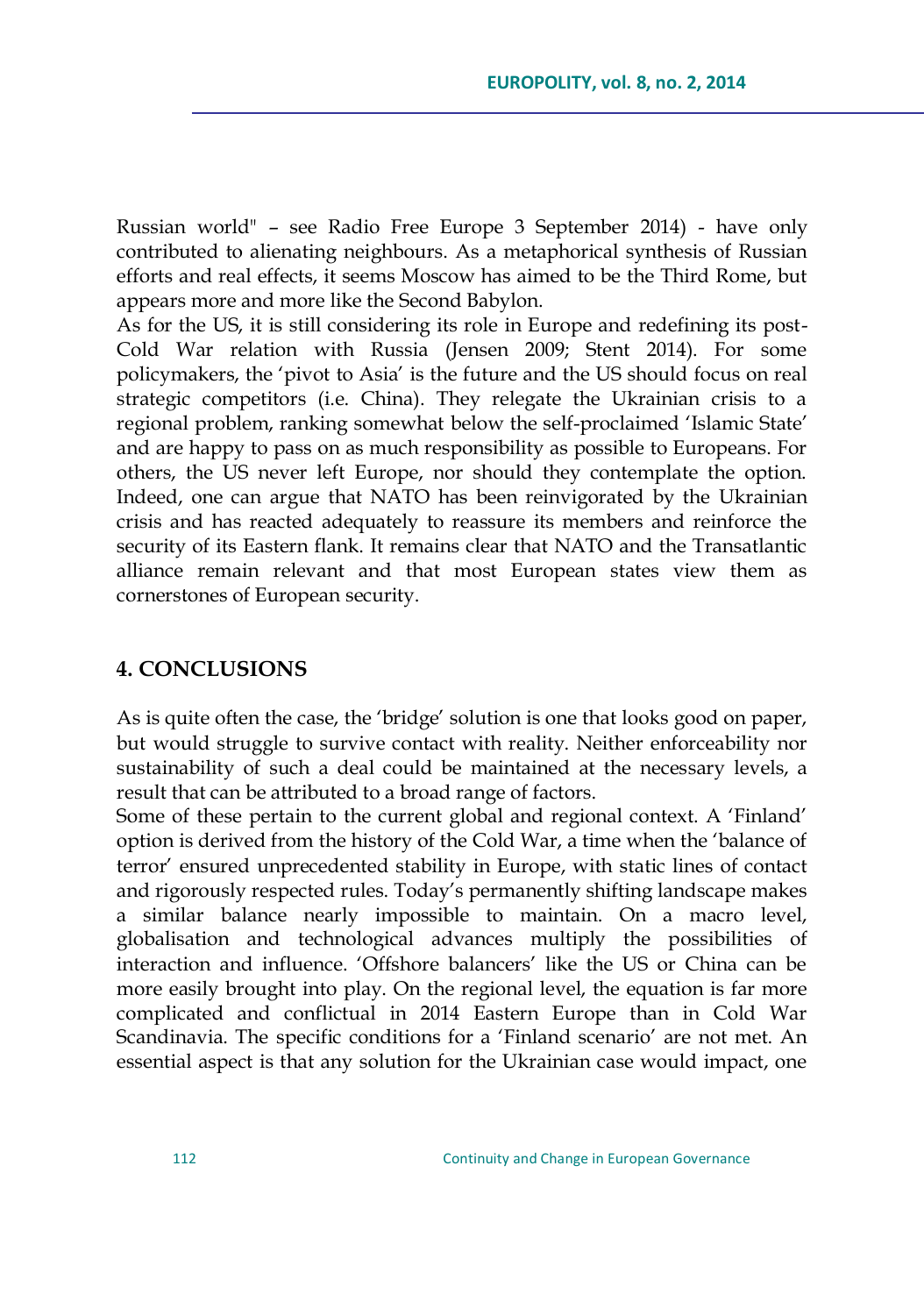Russian world" – see Radio Free Europe 3 September 2014) - have only contributed to alienating neighbours. As a metaphorical synthesis of Russian efforts and real effects, it seems Moscow has aimed to be the Third Rome, but appears more and more like the Second Babylon.

As for the US, it is still considering its role in Europe and redefining its post-Cold War relation with Russia (Jensen 2009; Stent 2014). For some policymakers, the 'pivot to Asia' is the future and the US should focus on real strategic competitors (i.e. China). They relegate the Ukrainian crisis to a regional problem, ranking somewhat below the self-proclaimed 'Islamic State' and are happy to pass on as much responsibility as possible to Europeans. For others, the US never left Europe, nor should they contemplate the option. Indeed, one can argue that NATO has been reinvigorated by the Ukrainian crisis and has reacted adequately to reassure its members and reinforce the security of its Eastern flank. It remains clear that NATO and the Transatlantic alliance remain relevant and that most European states view them as cornerstones of European security.

## 4. CONCLUSIONS

As is quite often the case, the 'bridge' solution is one that looks good on paper, but would struggle to survive contact with reality. Neither enforceability nor sustainability of such a deal could be maintained at the necessary levels, a result that can be attributed to a broad range of factors.

Some of these pertain to the current global and regional context. A 'Finland' option is derived from the history of the Cold War, a time when the 'balance of terror' ensured unprecedented stability in Europe, with static lines of contact and rigorously respected rules. Today's permanently shifting landscape makes a similar balance nearly impossible to maintain. On a macro level, globalisation and technological advances multiply the possibilities of interaction and influence. 'Offshore balancers' like the US or China can be more easily brought into play. On the regional level, the equation is far more complicated and conflictual in 2014 Eastern Europe than in Cold War Scandinavia. The specific conditions for a 'Finland scenario' are not met. An essential aspect is that any solution for the Ukrainian case would impact, one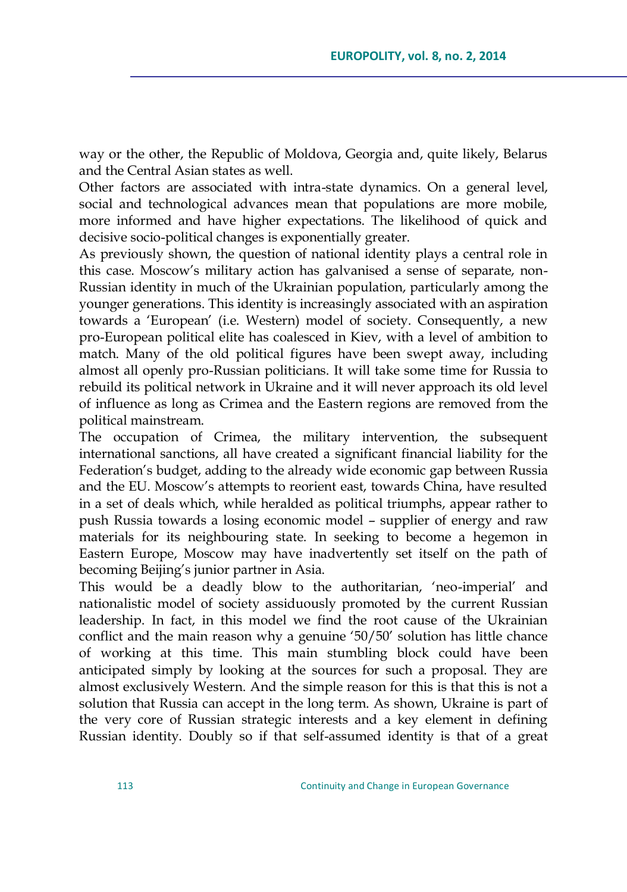way or the other, the Republic of Moldova, Georgia and, quite likely, Belarus and the Central Asian states as well.

Other factors are associated with intra-state dynamics. On a general level, social and technological advances mean that populations are more mobile, more informed and have higher expectations. The likelihood of quick and decisive socio-political changes is exponentially greater.

As previously shown, the question of national identity plays a central role in this case. Moscow's military action has galvanised a sense of separate, non-Russian identity in much of the Ukrainian population, particularly among the younger generations. This identity is increasingly associated with an aspiration towards a 'European' (i.e. Western) model of society. Consequently, a new pro-European political elite has coalesced in Kiev, with a level of ambition to match. Many of the old political figures have been swept away, including almost all openly pro-Russian politicians. It will take some time for Russia to rebuild its political network in Ukraine and it will never approach its old level of influence as long as Crimea and the Eastern regions are removed from the political mainstream.

The occupation of Crimea, the military intervention, the subsequent international sanctions, all have created a significant financial liability for the Federation's budget, adding to the already wide economic gap between Russia and the EU. Moscow's attempts to reorient east, towards China, have resulted in a set of deals which, while heralded as political triumphs, appear rather to push Russia towards a losing economic model – supplier of energy and raw materials for its neighbouring state. In seeking to become a hegemon in Eastern Europe, Moscow may have inadvertently set itself on the path of becoming Beijing's junior partner in Asia.

This would be a deadly blow to the authoritarian, 'neo-imperial' and nationalistic model of society assiduously promoted by the current Russian leadership. In fact, in this model we find the root cause of the Ukrainian conflict and the main reason why a genuine '50/50' solution has little chance of working at this time. This main stumbling block could have been anticipated simply by looking at the sources for such a proposal. They are almost exclusively Western. And the simple reason for this is that this is not a solution that Russia can accept in the long term. As shown, Ukraine is part of the very core of Russian strategic interests and a key element in defining Russian identity. Doubly so if that self-assumed identity is that of a great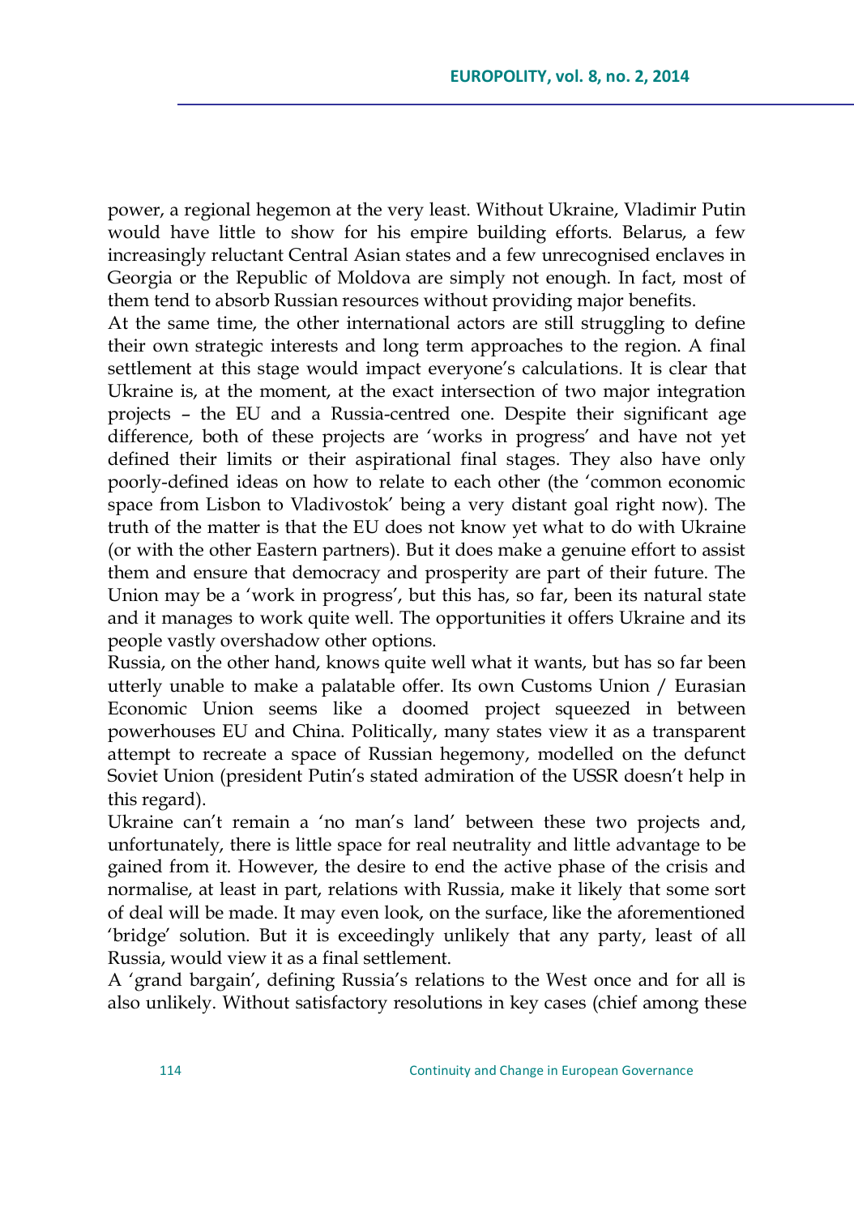power, a regional hegemon at the very least. Without Ukraine, Vladimir Putin would have little to show for his empire building efforts. Belarus, a few increasingly reluctant Central Asian states and a few unrecognised enclaves in Georgia or the Republic of Moldova are simply not enough. In fact, most of them tend to absorb Russian resources without providing major benefits.

At the same time, the other international actors are still struggling to define their own strategic interests and long term approaches to the region. A final settlement at this stage would impact everyone's calculations. It is clear that Ukraine is, at the moment, at the exact intersection of two major integration projects – the EU and a Russia-centred one. Despite their significant age difference, both of these projects are 'works in progress' and have not yet defined their limits or their aspirational final stages. They also have only poorly-defined ideas on how to relate to each other (the 'common economic space from Lisbon to Vladivostok' being a very distant goal right now). The truth of the matter is that the EU does not know yet what to do with Ukraine (or with the other Eastern partners). But it does make a genuine effort to assist them and ensure that democracy and prosperity are part of their future. The Union may be a 'work in progress', but this has, so far, been its natural state and it manages to work quite well. The opportunities it offers Ukraine and its people vastly overshadow other options.

Russia, on the other hand, knows quite well what it wants, but has so far been utterly unable to make a palatable offer. Its own Customs Union / Eurasian Economic Union seems like a doomed project squeezed in between powerhouses EU and China. Politically, many states view it as a transparent attempt to recreate a space of Russian hegemony, modelled on the defunct Soviet Union (president Putin's stated admiration of the USSR doesn't help in this regard).

Ukraine can't remain a 'no man's land' between these two projects and, unfortunately, there is little space for real neutrality and little advantage to be gained from it. However, the desire to end the active phase of the crisis and normalise, at least in part, relations with Russia, make it likely that some sort of deal will be made. It may even look, on the surface, like the aforementioned 'bridge' solution. But it is exceedingly unlikely that any party, least of all Russia, would view it as a final settlement.

A 'grand bargain', defining Russia's relations to the West once and for all is also unlikely. Without satisfactory resolutions in key cases (chief among these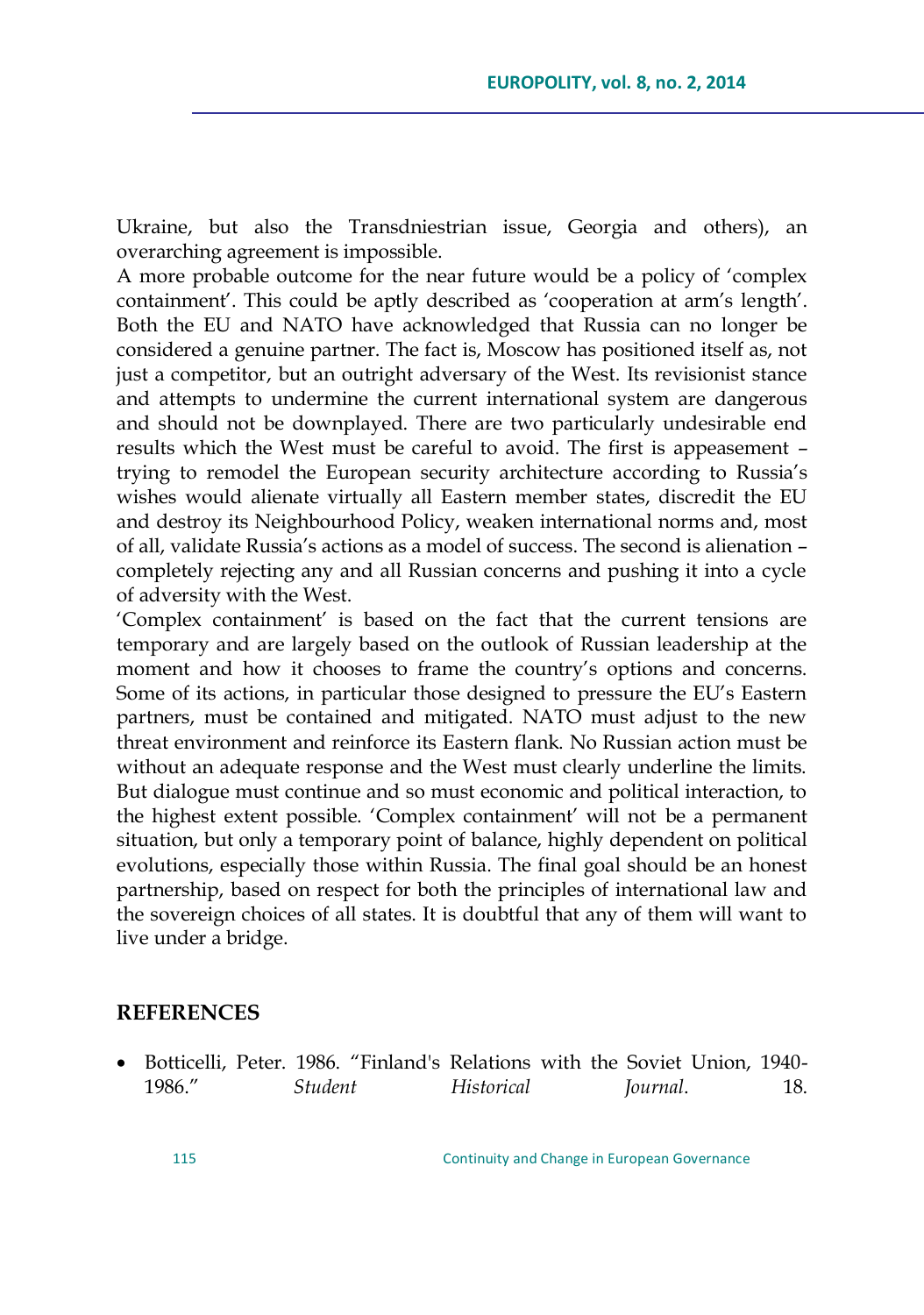Ukraine, but also the Transdniestrian issue, Georgia and others), an overarching agreement is impossible.

A more probable outcome for the near future would be a policy of 'complex containment'. This could be aptly described as 'cooperation at arm's length'. Both the EU and NATO have acknowledged that Russia can no longer be considered a genuine partner. The fact is, Moscow has positioned itself as, not just a competitor, but an outright adversary of the West. Its revisionist stance and attempts to undermine the current international system are dangerous and should not be downplayed. There are two particularly undesirable end results which the West must be careful to avoid. The first is appeasement – trying to remodel the European security architecture according to Russia's wishes would alienate virtually all Eastern member states, discredit the EU and destroy its Neighbourhood Policy, weaken international norms and, most of all, validate Russia's actions as a model of success. The second is alienation – completely rejecting any and all Russian concerns and pushing it into a cycle of adversity with the West.

'Complex containment' is based on the fact that the current tensions are temporary and are largely based on the outlook of Russian leadership at the moment and how it chooses to frame the country's options and concerns. Some of its actions, in particular those designed to pressure the EU's Eastern partners, must be contained and mitigated. NATO must adjust to the new threat environment and reinforce its Eastern flank. No Russian action must be without an adequate response and the West must clearly underline the limits. But dialogue must continue and so must economic and political interaction, to the highest extent possible. 'Complex containment' will not be a permanent situation, but only a temporary point of balance, highly dependent on political evolutions, especially those within Russia. The final goal should be an honest partnership, based on respect for both the principles of international law and the sovereign choices of all states. It is doubtful that any of them will want to live under a bridge.

## REFERENCES

- Botticelli, Peter. 1986. "Finland's Relations with the Soviet Union, 1940-1986." *Student Historical Journal*. 18.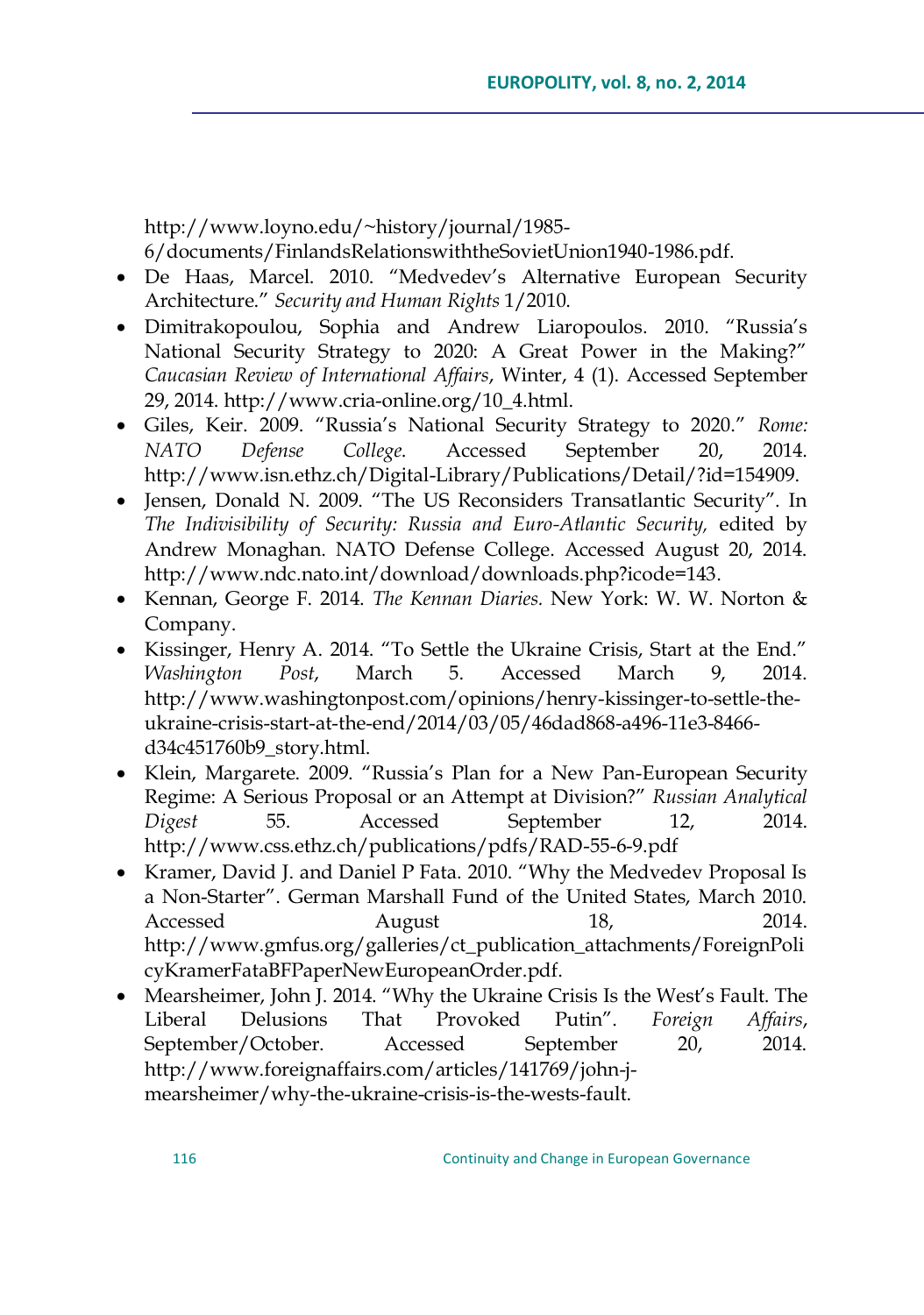http://www.loyno.edu/~history/journal/1985-6/documents/FinlandsRelationswiththeSovietUnion1940-1986.pdf.

- De Haas, Marcel. 2010. "Medvedev's Alternative European Security Architecture." *Security and Human Rights* 1/2010.
- Dimitrakopoulou, Sophia and Andrew Liaropoulos. 2010. "Russia's National Security Strategy to 2020: A Great Power in the Making?" *Caucasian Review of International Affairs*, Winter, 4 (1). Accessed September 29, 2014. http://www.cria-online.org/10_4.html.
- Giles, Keir. 2009. "Russia's National Security Strategy to 2020." *Rome: NATO Defense College*. Accessed September 20, 2014. http://www.isn.ethz.ch/Digital-Library/Publications/Detail/?id=154909.
- Jensen, Donald N. 2009. "The US Reconsiders Transatlantic Security". In *The Indivisibility of Security: Russia and Euro-Atlantic Security,* edited by Andrew Monaghan. NATO Defense College. Accessed August 20, 2014. http://www.ndc.nato.int/download/downloads.php?icode=143.
- Kennan, George F. 2014. *The Kennan Diaries*. New York: W. W. Norton & Company.
- Kissinger, Henry A. 2014. "To Settle the Ukraine Crisis, Start at the End." *Washington Post*, March 5. Accessed March 9, 2014. http://www.washingtonpost.com/opinions/henry-kissinger-to-settle-the-ukraine-crisis-start-at-the-end/2014/03/05/46dad868-a496-11e3-8466-d34c451760b9_story.html.
- Klein, Margarete. 2009. "Russia's Plan for a New Pan-European Security Regime: A Serious Proposal or an Attempt at Division?" *Russian Analytical Digest* 55. Accessed September 12, 2014. http://www.css.ethz.ch/publications/pdfs/RAD-55-6-9.pdf
- Kramer, David J. and Daniel P Fata. 2010. "Why the Medvedev Proposal Is a Non-Starter". German Marshall Fund of the United States, March 2010. Accessed August 18, 2014. http://www.gmfus.org/galleries/ct_publication_attachments/ForeignPolicyKramerFataBFPaperNewEuropeanOrder.pdf.
- Mearsheimer, John J. 2014. "Why the Ukraine Crisis Is the West's Fault. The Liberal Delusions That Provoked Putin". *Foreign Affairs*, September/October. Accessed September 20, 2014. http://www.foreignaffairs.com/articles/141769/john-j-mearsheimer/why-the-ukraine-crisis-is-the-wests-fault.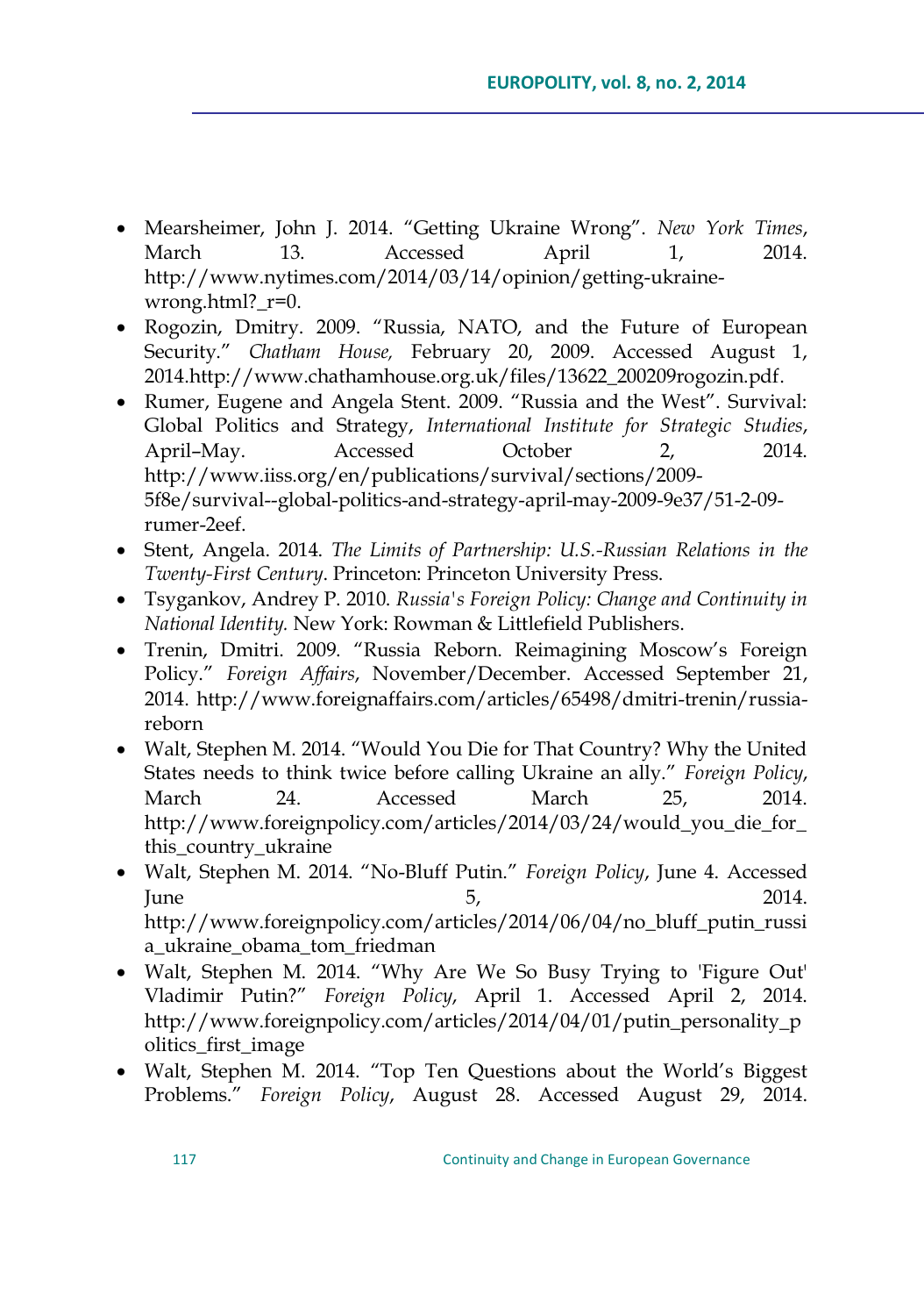- Mearsheimer, John J. 2014. "Getting Ukraine Wrong". *New York Times*, March 13. Accessed April 1, 2014. http://www.nytimes.com/2014/03/14/opinion/getting-ukraine-wrong.html?_r=0.
- Rogozin, Dmitry. 2009. "Russia, NATO, and the Future of European Security." *Chatham House,* February 20, 2009. Accessed August 1, 2014.http://www.chathamhouse.org.uk/files/13622_200209rogozin.pdf.
- Rumer, Eugene and Angela Stent. 2009. "Russia and the West". Survival: Global Politics and Strategy, *International Institute for Strategic Studies*, April–May. Accessed October 2, 2014. http://www.iiss.org/en/publications/survival/sections/2009-5f8e/survival--global-politics-and-strategy-april-may-2009-9e37/51-2-09-rumer-2eef.
- Stent, Angela. 2014. *The Limits of Partnership: U.S.-Russian Relations in the Twenty-First Century*. Princeton: Princeton University Press.
- Tsygankov, Andrey P. 2010. *Russia's Foreign Policy: Change and Continuity in National Identity.* New York: Rowman & Littlefield Publishers.
- Trenin, Dmitri. 2009. "Russia Reborn. Reimagining Moscow's Foreign Policy." *Foreign Affairs*, November/December. Accessed September 21, 2014. http://www.foreignaffairs.com/articles/65498/dmitri-trenin/russia-reborn
- Walt, Stephen M. 2014. "Would You Die for That Country? Why the United States needs to think twice before calling Ukraine an ally." *Foreign Policy*, March 24. Accessed March 25, 2014. http://www.foreignpolicy.com/articles/2014/03/24/would_you_die_for_this_country_ukraine
- Walt, Stephen M. 2014. "No-Bluff Putin." *Foreign Policy*, June 4. Accessed June 5, 2014. http://www.foreignpolicy.com/articles/2014/06/04/no_bluff_putin_russia_ukraine_obama_tom_friedman
- Walt, Stephen M. 2014. "Why Are We So Busy Trying to 'Figure Out' Vladimir Putin?" *Foreign Policy*, April 1. Accessed April 2, 2014. http://www.foreignpolicy.com/articles/2014/04/01/putin_personality_politics_first_image
- Walt, Stephen M. 2014. "Top Ten Questions about the World's Biggest Problems." *Foreign Policy*, August 28. Accessed August 29, 2014.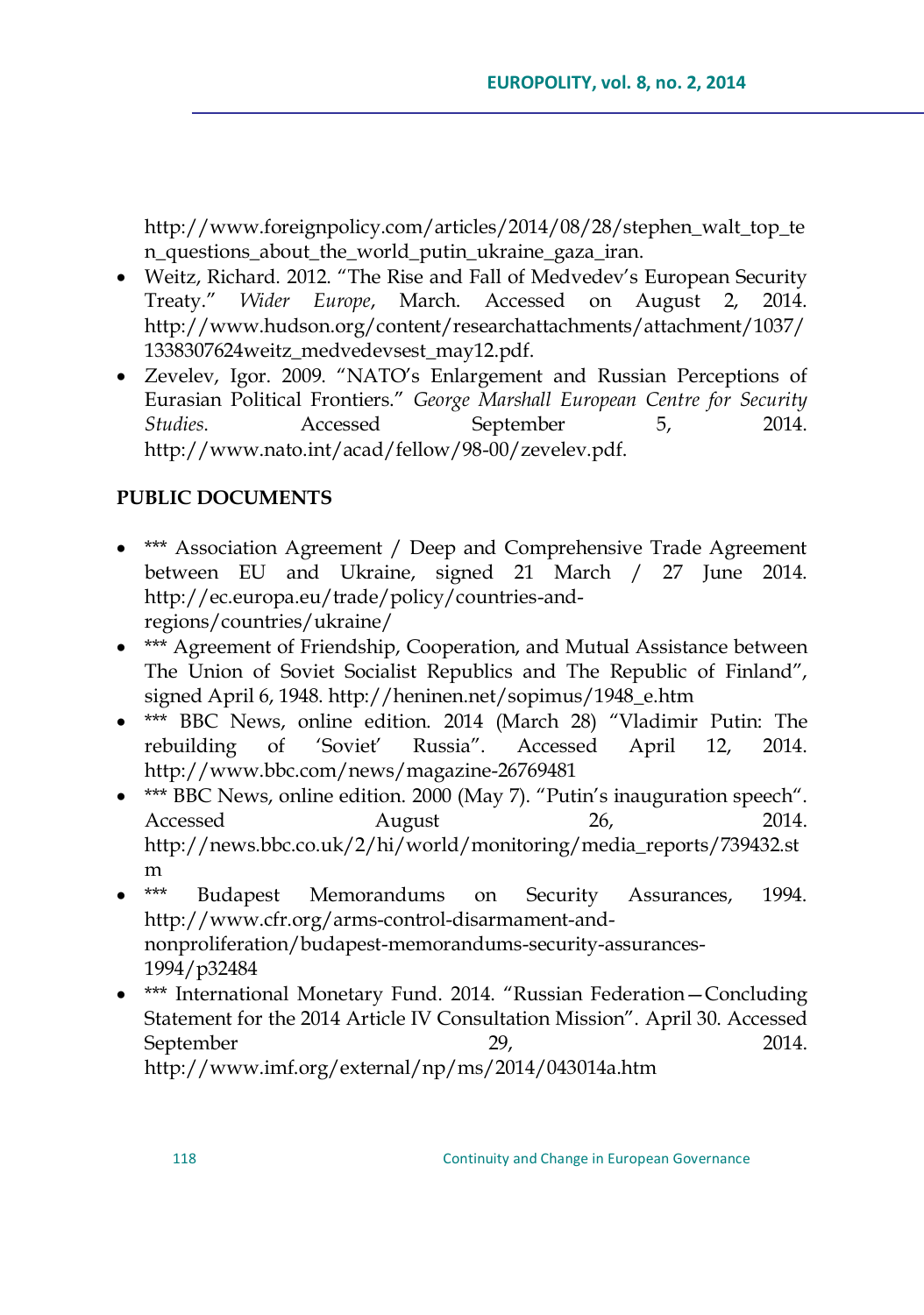http://www.foreignpolicy.com/articles/2014/08/28/stephen_walt_top_ten_questions_about_the_world_putin_ukraine_gaza_iran.

- Weitz, Richard. 2012. "The Rise and Fall of Medvedev's European Security Treaty." *Wider Europe*, March. Accessed on August 2, 2014. http://www.hudson.org/content/researchattachments/attachment/1037/1338307624weitz_medvedevsest_may12.pdf.
- Zevelev, Igor. 2009. "NATO's Enlargement and Russian Perceptions of Eurasian Political Frontiers." *George Marshall European Centre for Security Studies*. Accessed September 5, 2014. http://www.nato.int/acad/fellow/98-00/zevelev.pdf.

**PUBLIC DOCUMENTS**

- *** Association Agreement / Deep and Comprehensive Trade Agreement between EU and Ukraine, signed 21 March / 27 June 2014. http://ec.europa.eu/trade/policy/countries-and-regions/countries/ukraine/
- *** Agreement of Friendship, Cooperation, and Mutual Assistance between The Union of Soviet Socialist Republics and The Republic of Finland", signed April 6, 1948. http://heninen.net/sopimus/1948_e.htm
- *** BBC News, online edition. 2014 (March 28) "Vladimir Putin: The rebuilding of 'Soviet' Russia". Accessed April 12, 2014. http://www.bbc.com/news/magazine-26769481
- *** BBC News, online edition. 2000 (May 7). "Putin's inauguration speech". Accessed August 26, 2014. http://news.bbc.co.uk/2/hi/world/monitoring/media_reports/739432.stm
- *** Budapest Memorandums on Security Assurances, 1994. http://www.cfr.org/arms-control-disarmament-and-nonproliferation/budapest-memorandums-security-assurances-1994/p32484
- *** International Monetary Fund. 2014. "Russian Federation—Concluding Statement for the 2014 Article IV Consultation Mission". April 30. Accessed September 29, 2014. http://www.imf.org/external/np/ms/2014/043014a.htm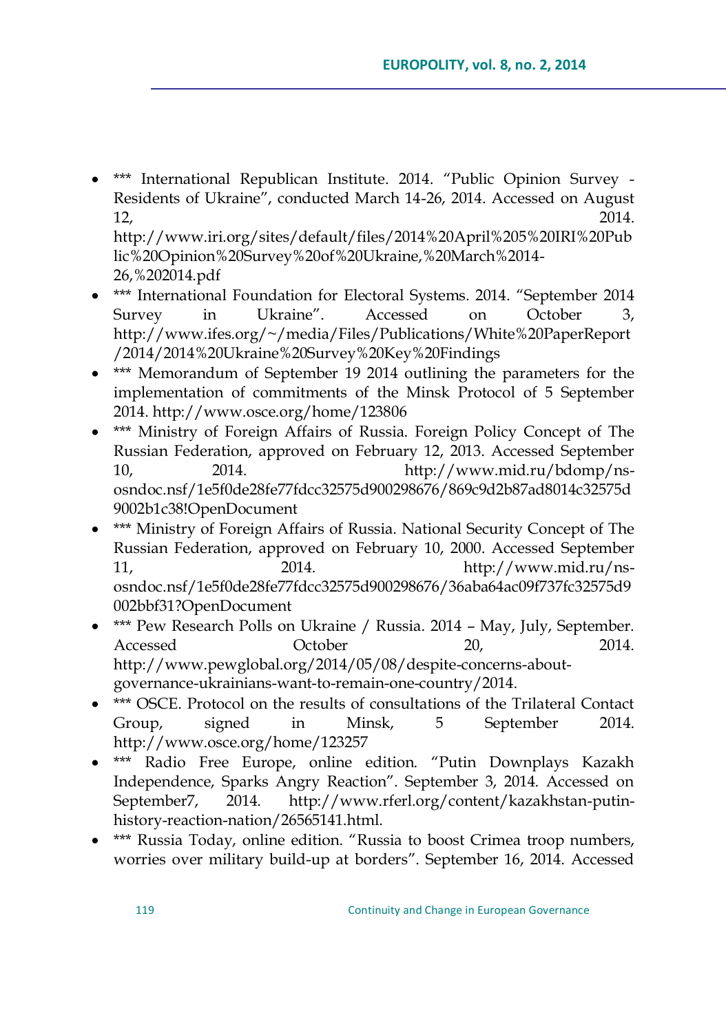- *** International Republican Institute. 2014. "Public Opinion Survey - Residents of Ukraine", conducted March 14-26, 2014. Accessed on August 12, 2014. http://www.iri.org/sites/default/files/2014%20April%205%20IRI%20Public%20Opinion%20Survey%20of%20Ukraine,%20March%2014-26,%202014.pdf
- *** International Foundation for Electoral Systems. 2014. "September 2014 Survey in Ukraine". Accessed on October 3, http://www.ifes.org/~/media/Files/Publications/White%20PaperReport/2014/2014%20Ukraine%20Survey%20Key%20Findings
- *** Memorandum of September 19 2014 outlining the parameters for the implementation of commitments of the Minsk Protocol of 5 September 2014. http://www.osce.org/home/123806
- *** Ministry of Foreign Affairs of Russia. Foreign Policy Concept of The Russian Federation, approved on February 12, 2013. Accessed September 10, 2014. http://www.mid.ru/bdomp/ns-osndoc.nsf/1e5f0de28fe77fdcc32575d900298676/869c9d2b87ad8014c32575d9002b1c38!OpenDocument
- *** Ministry of Foreign Affairs of Russia. National Security Concept of The Russian Federation, approved on February 10, 2000. Accessed September 11, 2014. http://www.mid.ru/ns-osndoc.nsf/1e5f0de28fe77fdcc32575d900298676/36aba64ac09f737fc32575d9002bbf31?OpenDocument
- *** Pew Research Polls on Ukraine / Russia. 2014 – May, July, September. Accessed October 20, 2014. http://www.pewglobal.org/2014/05/08/despite-concerns-about-governance-ukrainians-want-to-remain-one-country/2014.
- *** OSCE. Protocol on the results of consultations of the Trilateral Contact Group, signed in Minsk, 5 September 2014. http://www.osce.org/home/123257
- *** Radio Free Europe, online edition. "Putin Downplays Kazakh Independence, Sparks Angry Reaction". September 3, 2014. Accessed on September7, 2014. http://www.rferl.org/content/kazakhstan-putin-history-reaction-nation/26565141.html.
- *** Russia Today, online edition. "Russia to boost Crimea troop numbers, worries over military build-up at borders". September 16, 2014. Accessed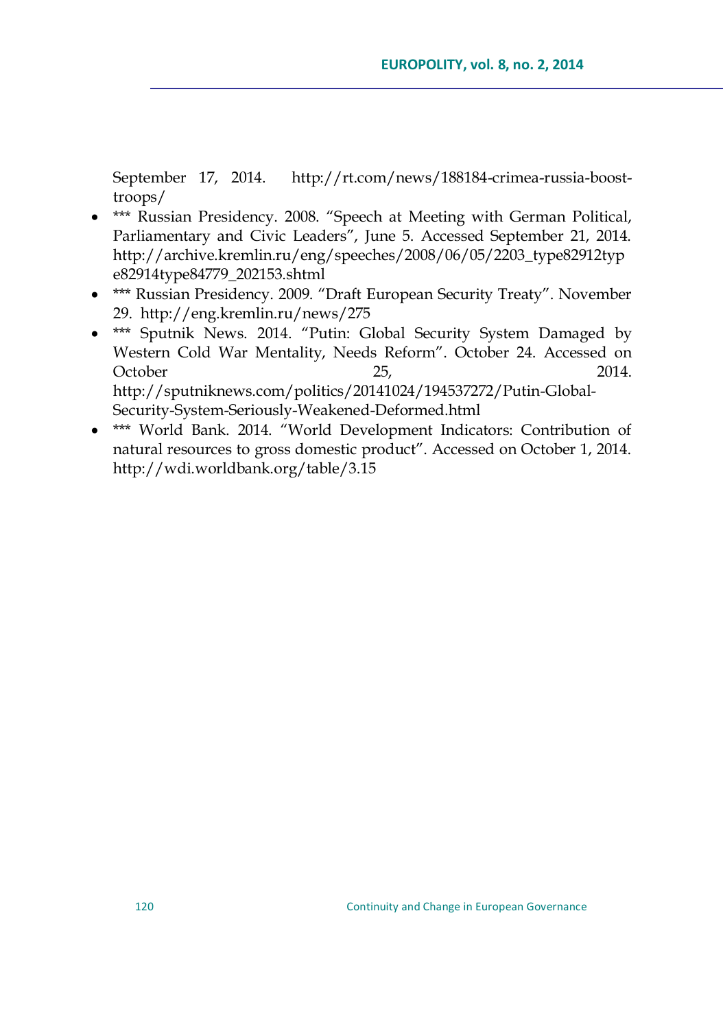September 17, 2014. http://rt.com/news/188184-crimea-russia-boost-troops/

- *** Russian Presidency. 2008. "Speech at Meeting with German Political, Parliamentary and Civic Leaders", June 5. Accessed September 21, 2014. http://archive.kremlin.ru/eng/speeches/2008/06/05/2203_type82912type82914type84779_202153.shtml
- *** Russian Presidency. 2009. "Draft European Security Treaty". November 29. http://eng.kremlin.ru/news/275
- *** Sputnik News. 2014. "Putin: Global Security System Damaged by Western Cold War Mentality, Needs Reform". October 24. Accessed on October 25, 2014. http://sputniknews.com/politics/20141024/194537272/Putin-Global-Security-System-Seriously-Weakened-Deformed.html
- *** World Bank. 2014. "World Development Indicators: Contribution of natural resources to gross domestic product". Accessed on October 1, 2014. http://wdi.worldbank.org/table/3.15